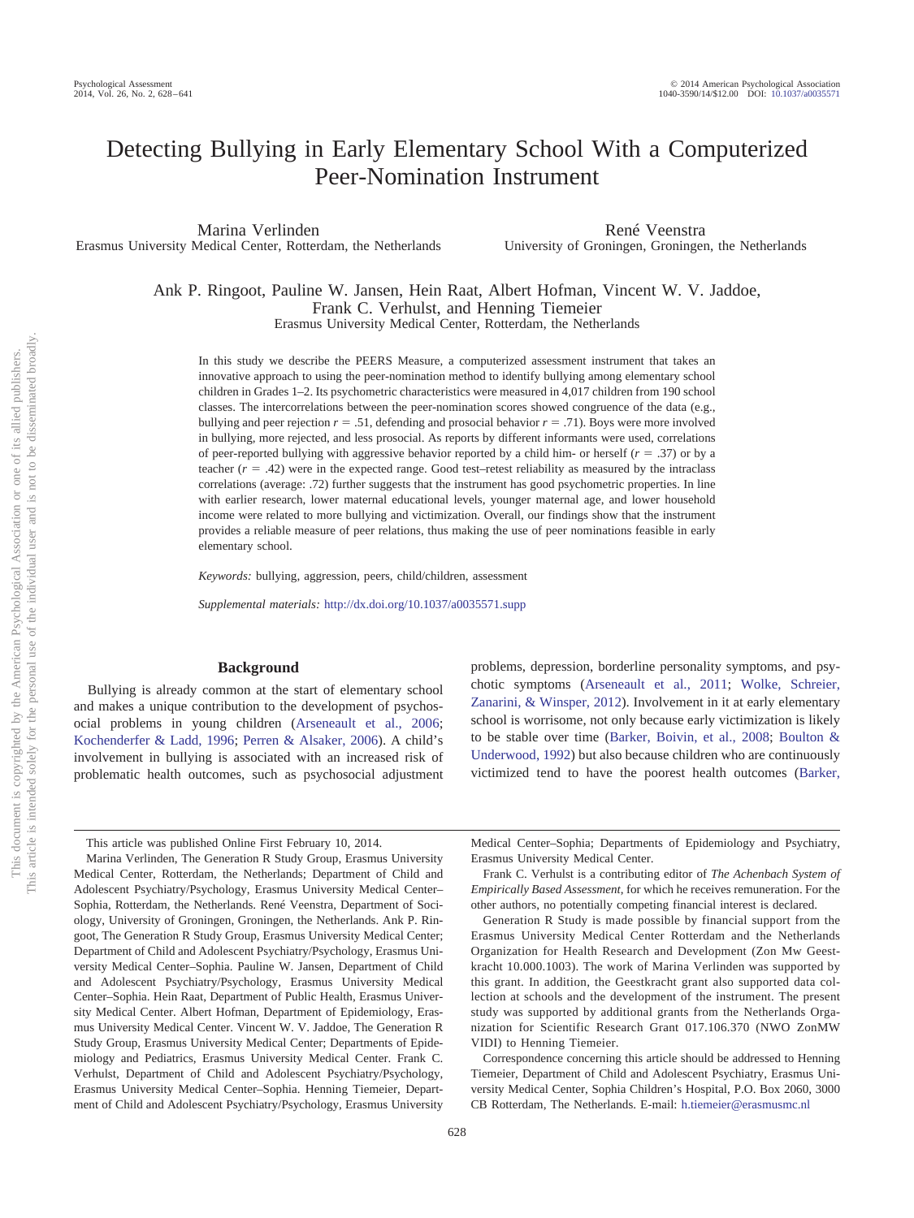# Detecting Bullying in Early Elementary School With a Computerized Peer-Nomination Instrument

Marina Verlinden
Erasmus University Medical Center, Rotterdam, the Netherlands

René Veenstra
University of Groningen, Groningen, the Netherlands

Ank P. Ringoot, Pauline W. Jansen, Hein Raat, Albert Hofman, Vincent W. V. Jaddoe, Frank C. Verhulst, and Henning Tiemeier
Erasmus University Medical Center, Rotterdam, the Netherlands

In this study we describe the PEERS Measure, a computerized assessment instrument that takes an innovative approach to using the peer-nomination method to identify bullying among elementary school children in Grades 1–2. Its psychometric characteristics were measured in 4,017 children from 190 school classes. The intercorrelations between the peer-nomination scores showed congruence of the data (e.g., bullying and peer rejection $r = .51$, defending and prosocial behavior $r = .71$). Boys were more involved in bullying, more rejected, and less prosocial. As reports by different informants were used, correlations of peer-reported bullying with aggressive behavior reported by a child him- or herself ($r = .37$) or by a teacher ($r = .42$) were in the expected range. Good test–retest reliability as measured by the intraclass correlations (average: .72) further suggests that the instrument has good psychometric properties. In line with earlier research, lower maternal educational levels, younger maternal age, and lower household income were related to more bullying and victimization. Overall, our findings show that the instrument provides a reliable measure of peer relations, thus making the use of peer nominations feasible in early elementary school.

*Keywords:* bullying, aggression, peers, child/children, assessment

*Supplemental materials:* http://dx.doi.org/10.1037/a0035571.supp

## Background

Bullying is already common at the start of elementary school and makes a unique contribution to the development of psychosocial problems in young children (Arseneault et al., 2006; Kochenderfer & Ladd, 1996; Perren & Alsaker, 2006). A child's involvement in bullying is associated with an increased risk of problematic health outcomes, such as psychosocial adjustment problems, depression, borderline personality symptoms, and psychotic symptoms (Arseneault et al., 2011; Wolke, Schreier, Zanarini, & Winsper, 2012). Involvement in it at early elementary school is worrisome, not only because early victimization is likely to be stable over time (Barker, Boivin, et al., 2008; Boulton & Underwood, 1992) but also because children who are continuously victimized tend to have the poorest health outcomes (Barker,

---

This article was published Online First February 10, 2014.

Marina Verlinden, The Generation R Study Group, Erasmus University Medical Center, Rotterdam, the Netherlands; Department of Child and Adolescent Psychiatry/Psychology, Erasmus University Medical Center–Sophia, Rotterdam, the Netherlands. René Veenstra, Department of Sociology, University of Groningen, Groningen, the Netherlands. Ank P. Ringoot, The Generation R Study Group, Erasmus University Medical Center; Department of Child and Adolescent Psychiatry/Psychology, Erasmus University Medical Center–Sophia. Pauline W. Jansen, Department of Child and Adolescent Psychiatry/Psychology, Erasmus University Medical Center–Sophia. Hein Raat, Department of Public Health, Erasmus University Medical Center. Albert Hofman, Department of Epidemiology, Erasmus University Medical Center. Vincent W. V. Jaddoe, The Generation R Study Group, Erasmus University Medical Center; Departments of Epidemiology and Pediatrics, Erasmus University Medical Center. Frank C. Verhulst, Department of Child and Adolescent Psychiatry/Psychology, Erasmus University Medical Center–Sophia. Henning Tiemeier, Department of Child and Adolescent Psychiatry/Psychology, Erasmus University Medical Center–Sophia; Departments of Epidemiology and Psychiatry, Erasmus University Medical Center.

Frank C. Verhulst is a contributing editor of *The Achenbach System of Empirically Based Assessment*, for which he receives remuneration. For the other authors, no potentially competing financial interest is declared.

Generation R Study is made possible by financial support from the Erasmus University Medical Center Rotterdam and the Netherlands Organization for Health Research and Development (Zon Mw Geestkracht 10.000.1003). The work of Marina Verlinden was supported by this grant. In addition, the Geestkracht grant also supported data collection at schools and the development of the instrument. The present study was supported by additional grants from the Netherlands Organization for Scientific Research Grant 017.106.370 (NWO ZonMW VIDI) to Henning Tiemeier.

Correspondence concerning this article should be addressed to Henning Tiemeier, Department of Child and Adolescent Psychiatry, Erasmus University Medical Center, Sophia Children's Hospital, P.O. Box 2060, 3000 CB Rotterdam, The Netherlands. E-mail: h.tiemeier@erasmusmc.nl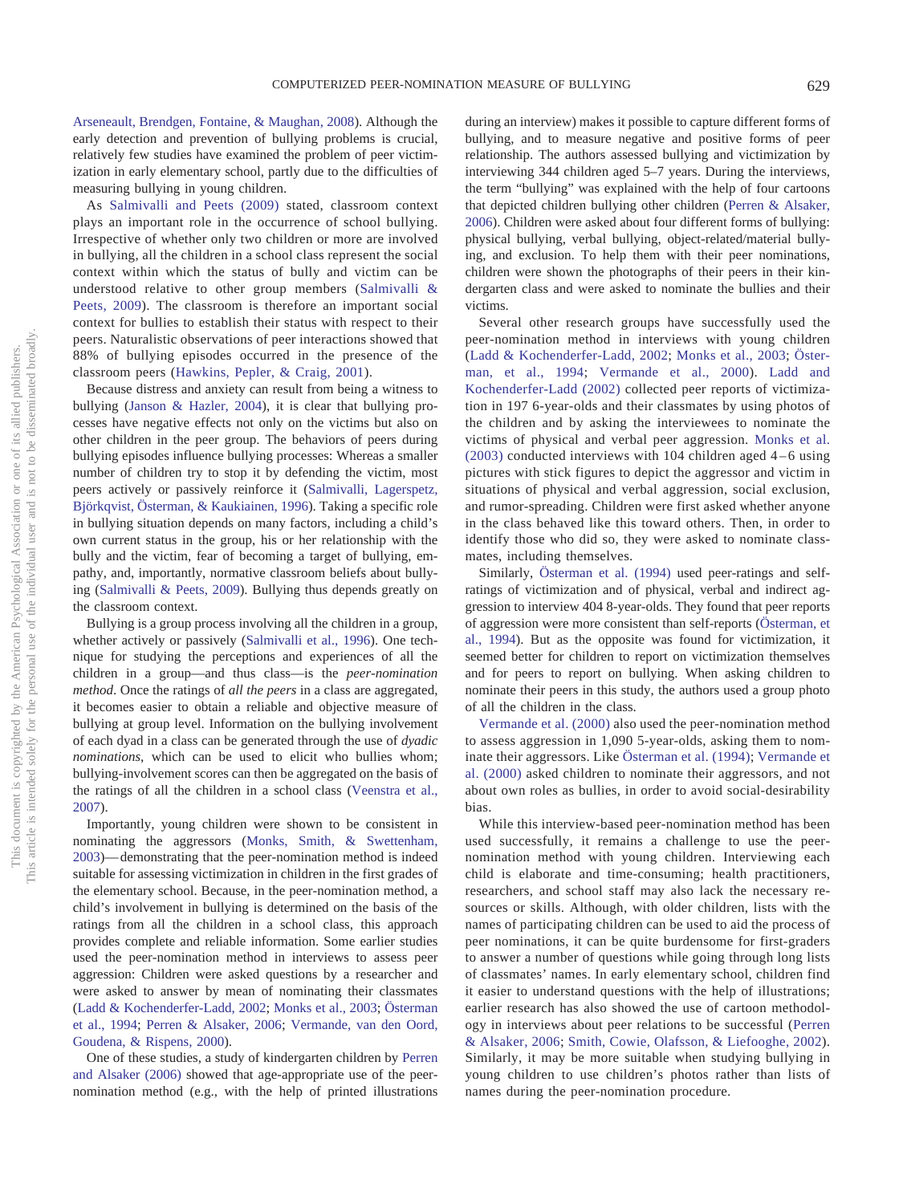Arseneault, Brendgen, Fontaine, & Maughan, 2008). Although the early detection and prevention of bullying problems is crucial, relatively few studies have examined the problem of peer victimization in early elementary school, partly due to the difficulties of measuring bullying in young children.

As Salmivalli and Peets (2009) stated, classroom context plays an important role in the occurrence of school bullying. Irrespective of whether only two children or more are involved in bullying, all the children in a school class represent the social context within which the status of bully and victim can be understood relative to other group members (Salmivalli & Peets, 2009). The classroom is therefore an important social context for bullies to establish their status with respect to their peers. Naturalistic observations of peer interactions showed that 88% of bullying episodes occurred in the presence of the classroom peers (Hawkins, Pepler, & Craig, 2001).

Because distress and anxiety can result from being a witness to bullying (Janson & Hazler, 2004), it is clear that bullying processes have negative effects not only on the victims but also on other children in the peer group. The behaviors of peers during bullying episodes influence bullying processes: Whereas a smaller number of children try to stop it by defending the victim, most peers actively or passively reinforce it (Salmivalli, Lagerspetz, Björkqvist, Österman, & Kaukiainen, 1996). Taking a specific role in bullying situation depends on many factors, including a child's own current status in the group, his or her relationship with the bully and the victim, fear of becoming a target of bullying, empathy, and, importantly, normative classroom beliefs about bullying (Salmivalli & Peets, 2009). Bullying thus depends greatly on the classroom context.

Bullying is a group process involving all the children in a group, whether actively or passively (Salmivalli et al., 1996). One technique for studying the perceptions and experiences of all the children in a group—and thus class—is the *peer-nomination method*. Once the ratings of *all the peers* in a class are aggregated, it becomes easier to obtain a reliable and objective measure of bullying at group level. Information on the bullying involvement of each dyad in a class can be generated through the use of *dyadic nominations*, which can be used to elicit who bullies whom; bullying-involvement scores can then be aggregated on the basis of the ratings of all the children in a school class (Veenstra et al., 2007).

Importantly, young children were shown to be consistent in nominating the aggressors (Monks, Smith, & Swettenham, 2003)—demonstrating that the peer-nomination method is indeed suitable for assessing victimization in children in the first grades of the elementary school. Because, in the peer-nomination method, a child's involvement in bullying is determined on the basis of the ratings from all the children in a school class, this approach provides complete and reliable information. Some earlier studies used the peer-nomination method in interviews to assess peer aggression: Children were asked questions by a researcher and were asked to answer by mean of nominating their classmates (Ladd & Kochenderfer-Ladd, 2002; Monks et al., 2003; Österman et al., 1994; Perren & Alsaker, 2006; Vermande, van den Oord, Goudena, & Rispens, 2000).

One of these studies, a study of kindergarten children by Perren and Alsaker (2006) showed that age-appropriate use of the peer-nomination method (e.g., with the help of printed illustrations during an interview) makes it possible to capture different forms of bullying, and to measure negative and positive forms of peer relationship. The authors assessed bullying and victimization by interviewing 344 children aged 5–7 years. During the interviews, the term "bullying" was explained with the help of four cartoons that depicted children bullying other children (Perren & Alsaker, 2006). Children were asked about four different forms of bullying: physical bullying, verbal bullying, object-related/material bullying, and exclusion. To help them with their peer nominations, children were shown the photographs of their peers in their kindergarten class and were asked to nominate the bullies and their victims.

Several other research groups have successfully used the peer-nomination method in interviews with young children (Ladd & Kochenderfer-Ladd, 2002; Monks et al., 2003; Österman, et al., 1994; Vermande et al., 2000). Ladd and Kochenderfer-Ladd (2002) collected peer reports of victimization in 197 6-year-olds and their classmates by using photos of the children and by asking the interviewees to nominate the victims of physical and verbal peer aggression. Monks et al. (2003) conducted interviews with 104 children aged 4–6 using pictures with stick figures to depict the aggressor and victim in situations of physical and verbal aggression, social exclusion, and rumor-spreading. Children were first asked whether anyone in the class behaved like this toward others. Then, in order to identify those who did so, they were asked to nominate classmates, including themselves.

Similarly, Österman et al. (1994) used peer-ratings and self-ratings of victimization and of physical, verbal and indirect aggression to interview 404 8-year-olds. They found that peer reports of aggression were more consistent than self-reports (Österman, et al., 1994). But as the opposite was found for victimization, it seemed better for children to report on victimization themselves and for peers to report on bullying. When asking children to nominate their peers in this study, the authors used a group photo of all the children in the class.

Vermande et al. (2000) also used the peer-nomination method to assess aggression in 1,090 5-year-olds, asking them to nominate their aggressors. Like Österman et al. (1994); Vermande et al. (2000) asked children to nominate their aggressors, and not about own roles as bullies, in order to avoid social-desirability bias.

While this interview-based peer-nomination method has been used successfully, it remains a challenge to use the peer-nomination method with young children. Interviewing each child is elaborate and time-consuming; health practitioners, researchers, and school staff may also lack the necessary resources or skills. Although, with older children, lists with the names of participating children can be used to aid the process of peer nominations, it can be quite burdensome for first-graders to answer a number of questions while going through long lists of classmates' names. In early elementary school, children find it easier to understand questions with the help of illustrations; earlier research has also showed the use of cartoon methodology in interviews about peer relations to be successful (Perren & Alsaker, 2006; Smith, Cowie, Olafsson, & Liefooghe, 2002). Similarly, it may be more suitable when studying bullying in young children to use children's photos rather than lists of names during the peer-nomination procedure.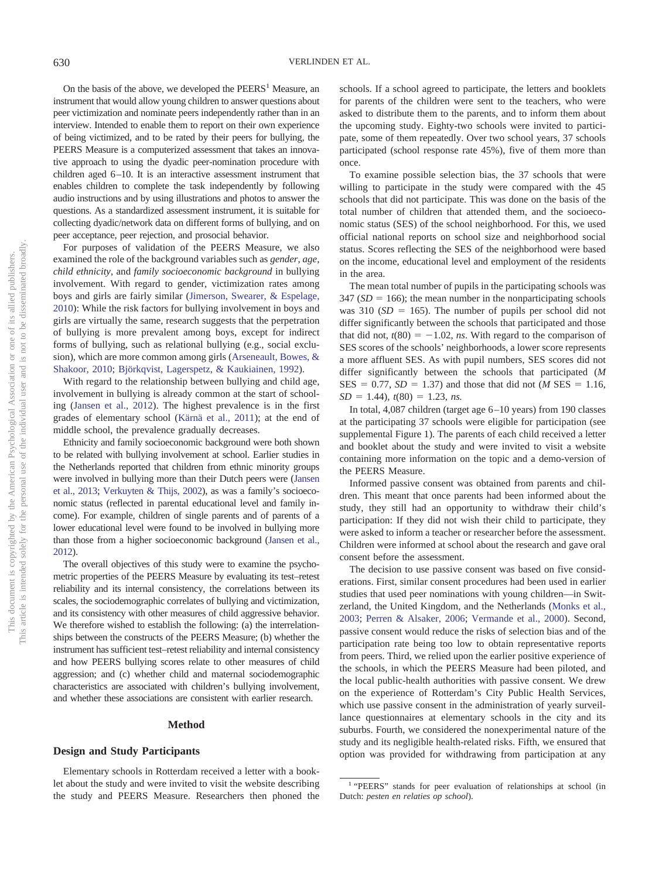On the basis of the above, we developed the PEERS[1] Measure, an instrument that would allow young children to answer questions about peer victimization and nominate peers independently rather than in an interview. Intended to enable them to report on their own experience of being victimized, and to be rated by their peers for bullying, the PEERS Measure is a computerized assessment that takes an innovative approach to using the dyadic peer-nomination procedure with children aged 6–10. It is an interactive assessment instrument that enables children to complete the task independently by following audio instructions and by using illustrations and photos to answer the questions. As a standardized assessment instrument, it is suitable for collecting dyadic/network data on different forms of bullying, and on peer acceptance, peer rejection, and prosocial behavior.

For purposes of validation of the PEERS Measure, we also examined the role of the background variables such as *gender*, *age*, *child ethnicity*, and *family socioeconomic background* in bullying involvement. With regard to gender, victimization rates among boys and girls are fairly similar (Jimerson, Swearer, & Espelage, 2010): While the risk factors for bullying involvement in boys and girls are virtually the same, research suggests that the perpetration of bullying is more prevalent among boys, except for indirect forms of bullying, such as relational bullying (e.g., social exclusion), which are more common among girls (Arseneault, Bowes, & Shakoor, 2010; Björkqvist, Lagerspetz, & Kaukiainen, 1992).

With regard to the relationship between bullying and child age, involvement in bullying is already common at the start of schooling (Jansen et al., 2012). The highest prevalence is in the first grades of elementary school (Kärnä et al., 2011); at the end of middle school, the prevalence gradually decreases.

Ethnicity and family socioeconomic background were both shown to be related with bullying involvement at school. Earlier studies in the Netherlands reported that children from ethnic minority groups were involved in bullying more than their Dutch peers were (Jansen et al., 2013; Verkuyten & Thijs, 2002), as was a family's socioeconomic status (reflected in parental educational level and family income). For example, children of single parents and of parents of a lower educational level were found to be involved in bullying more than those from a higher socioeconomic background (Jansen et al., 2012).

The overall objectives of this study were to examine the psychometric properties of the PEERS Measure by evaluating its test–retest reliability and its internal consistency, the correlations between its scales, the sociodemographic correlates of bullying and victimization, and its consistency with other measures of child aggressive behavior. We therefore wished to establish the following: (a) the interrelationships between the constructs of the PEERS Measure; (b) whether the instrument has sufficient test–retest reliability and internal consistency and how PEERS bullying scores relate to other measures of child aggression; and (c) whether child and maternal sociodemographic characteristics are associated with children's bullying involvement, and whether these associations are consistent with earlier research.

## Method

### Design and Study Participants

Elementary schools in Rotterdam received a letter with a booklet about the study and were invited to visit the website describing the study and PEERS Measure. Researchers then phoned the schools. If a school agreed to participate, the letters and booklets for parents of the children were sent to the teachers, who were asked to distribute them to the parents, and to inform them about the upcoming study. Eighty-two schools were invited to participate, some of them repeatedly. Over two school years, 37 schools participated (school response rate 45%), five of them more than once.

To examine possible selection bias, the 37 schools that were willing to participate in the study were compared with the 45 schools that did not participate. This was done on the basis of the total number of children that attended them, and the socioeconomic status (SES) of the school neighborhood. For this, we used official national reports on school size and neighborhood social status. Scores reflecting the SES of the neighborhood were based on the income, educational level and employment of the residents in the area.

The mean total number of pupils in the participating schools was 347 ($SD$ = 166); the mean number in the nonparticipating schools was 310 ($SD$ = 165). The number of pupils per school did not differ significantly between the schools that participated and those that did not, $t(80) = -1.02$, *ns*. With regard to the comparison of SES scores of the schools' neighborhoods, a lower score represents a more affluent SES. As with pupil numbers, SES scores did not differ significantly between the schools that participated ($M$ SES = 0.77, $SD$ = 1.37) and those that did not ($M$ SES = 1.16, $SD$ = 1.44), $t(80) = 1.23$, *ns.*

In total, 4,087 children (target age 6–10 years) from 190 classes at the participating 37 schools were eligible for participation (see supplemental Figure 1). The parents of each child received a letter and booklet about the study and were invited to visit a website containing more information on the topic and a demo-version of the PEERS Measure.

Informed passive consent was obtained from parents and children. This meant that once parents had been informed about the study, they still had an opportunity to withdraw their child's participation: If they did not wish their child to participate, they were asked to inform a teacher or researcher before the assessment. Children were informed at school about the research and gave oral consent before the assessment.

The decision to use passive consent was based on five considerations. First, similar consent procedures had been used in earlier studies that used peer nominations with young children—in Switzerland, the United Kingdom, and the Netherlands (Monks et al., 2003; Perren & Alsaker, 2006; Vermande et al., 2000). Second, passive consent would reduce the risks of selection bias and of the participation rate being too low to obtain representative reports from peers. Third, we relied upon the earlier positive experience of the schools, in which the PEERS Measure had been piloted, and the local public-health authorities with passive consent. We drew on the experience of Rotterdam's City Public Health Services, which use passive consent in the administration of yearly surveillance questionnaires at elementary schools in the city and its suburbs. Fourth, we considered the nonexperimental nature of the study and its negligible health-related risks. Fifth, we ensured that option was provided for withdrawing from participation at any

[1] "PEERS" stands for peer evaluation of relationships at school (in Dutch: *pesten en relaties op school*).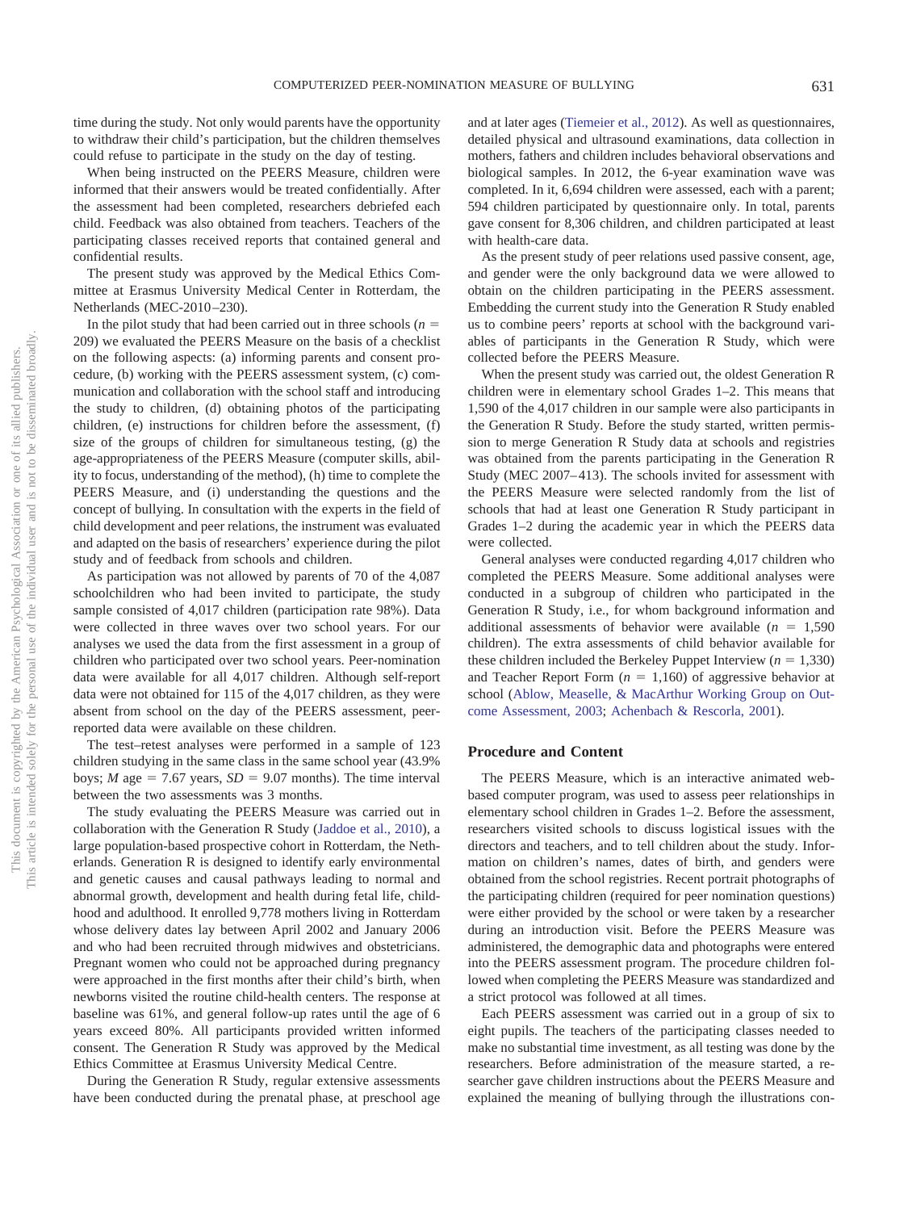time during the study. Not only would parents have the opportunity to withdraw their child's participation, but the children themselves could refuse to participate in the study on the day of testing.

When being instructed on the PEERS Measure, children were informed that their answers would be treated confidentially. After the assessment had been completed, researchers debriefed each child. Feedback was also obtained from teachers. Teachers of the participating classes received reports that contained general and confidential results.

The present study was approved by the Medical Ethics Committee at Erasmus University Medical Center in Rotterdam, the Netherlands (MEC-2010–230).

In the pilot study that had been carried out in three schools ($n$ = 209) we evaluated the PEERS Measure on the basis of a checklist on the following aspects: (a) informing parents and consent procedure, (b) working with the PEERS assessment system, (c) communication and collaboration with the school staff and introducing the study to children, (d) obtaining photos of the participating children, (e) instructions for children before the assessment, (f) size of the groups of children for simultaneous testing, (g) the age-appropriateness of the PEERS Measure (computer skills, ability to focus, understanding of the method), (h) time to complete the PEERS Measure, and (i) understanding the questions and the concept of bullying. In consultation with the experts in the field of child development and peer relations, the instrument was evaluated and adapted on the basis of researchers' experience during the pilot study and of feedback from schools and children.

As participation was not allowed by parents of 70 of the 4,087 schoolchildren who had been invited to participate, the study sample consisted of 4,017 children (participation rate 98%). Data were collected in three waves over two school years. For our analyses we used the data from the first assessment in a group of children who participated over two school years. Peer-nomination data were available for all 4,017 children. Although self-report data were not obtained for 115 of the 4,017 children, as they were absent from school on the day of the PEERS assessment, peer-reported data were available on these children.

The test–retest analyses were performed in a sample of 123 children studying in the same class in the same school year (43.9% boys; $M$ age = 7.67 years, $SD$ = 9.07 months). The time interval between the two assessments was 3 months.

The study evaluating the PEERS Measure was carried out in collaboration with the Generation R Study (Jaddoe et al., 2010), a large population-based prospective cohort in Rotterdam, the Netherlands. Generation R is designed to identify early environmental and genetic causes and causal pathways leading to normal and abnormal growth, development and health during fetal life, childhood and adulthood. It enrolled 9,778 mothers living in Rotterdam whose delivery dates lay between April 2002 and January 2006 and who had been recruited through midwives and obstetricians. Pregnant women who could not be approached during pregnancy were approached in the first months after their child's birth, when newborns visited the routine child-health centers. The response at baseline was 61%, and general follow-up rates until the age of 6 years exceed 80%. All participants provided written informed consent. The Generation R Study was approved by the Medical Ethics Committee at Erasmus University Medical Centre.

During the Generation R Study, regular extensive assessments have been conducted during the prenatal phase, at preschool age and at later ages (Tiemeier et al., 2012). As well as questionnaires, detailed physical and ultrasound examinations, data collection in mothers, fathers and children includes behavioral observations and biological samples. In 2012, the 6-year examination wave was completed. In it, 6,694 children were assessed, each with a parent; 594 children participated by questionnaire only. In total, parents gave consent for 8,306 children, and children participated at least with health-care data.

As the present study of peer relations used passive consent, age, and gender were the only background data we were allowed to obtain on the children participating in the PEERS assessment. Embedding the current study into the Generation R Study enabled us to combine peers' reports at school with the background variables of participants in the Generation R Study, which were collected before the PEERS Measure.

When the present study was carried out, the oldest Generation R children were in elementary school Grades 1–2. This means that 1,590 of the 4,017 children in our sample were also participants in the Generation R Study. Before the study started, written permission to merge Generation R Study data at schools and registries was obtained from the parents participating in the Generation R Study (MEC 2007–413). The schools invited for assessment with the PEERS Measure were selected randomly from the list of schools that had at least one Generation R Study participant in Grades 1–2 during the academic year in which the PEERS data were collected.

General analyses were conducted regarding 4,017 children who completed the PEERS Measure. Some additional analyses were conducted in a subgroup of children who participated in the Generation R Study, i.e., for whom background information and additional assessments of behavior were available ($n$ = 1,590 children). The extra assessments of child behavior available for these children included the Berkeley Puppet Interview ($n$ = 1,330) and Teacher Report Form ($n$ = 1,160) of aggressive behavior at school (Ablow, Measelle, & MacArthur Working Group on Outcome Assessment, 2003; Achenbach & Rescorla, 2001).

## Procedure and Content

The PEERS Measure, which is an interactive animated web-based computer program, was used to assess peer relationships in elementary school children in Grades 1–2. Before the assessment, researchers visited schools to discuss logistical issues with the directors and teachers, and to tell children about the study. Information on children's names, dates of birth, and genders were obtained from the school registries. Recent portrait photographs of the participating children (required for peer nomination questions) were either provided by the school or were taken by a researcher during an introduction visit. Before the PEERS Measure was administered, the demographic data and photographs were entered into the PEERS assessment program. The procedure children followed when completing the PEERS Measure was standardized and a strict protocol was followed at all times.

Each PEERS assessment was carried out in a group of six to eight pupils. The teachers of the participating classes needed to make no substantial time investment, as all testing was done by the researchers. Before administration of the measure started, a researcher gave children instructions about the PEERS Measure and explained the meaning of bullying through the illustrations con-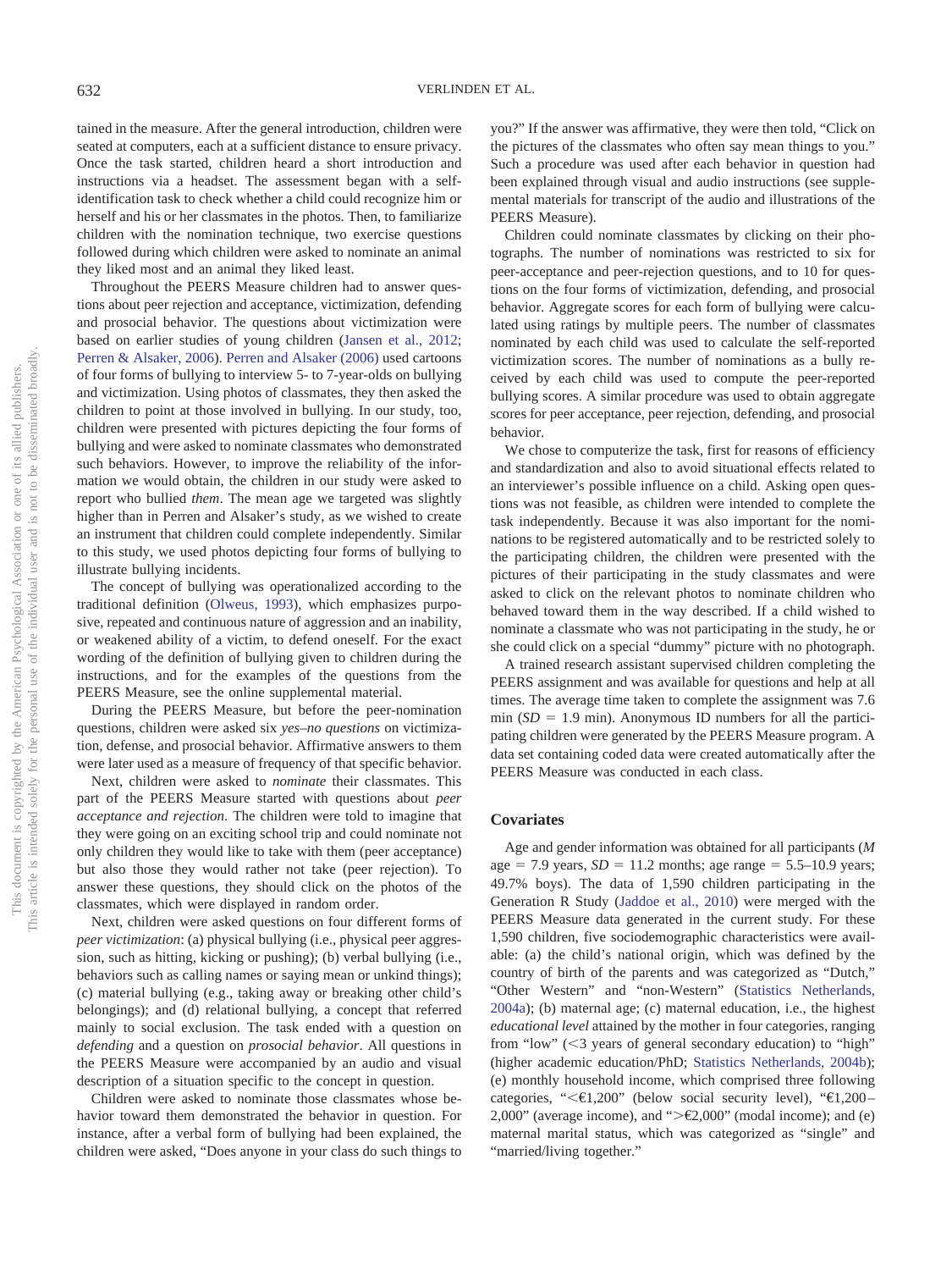tained in the measure. After the general introduction, children were seated at computers, each at a sufficient distance to ensure privacy. Once the task started, children heard a short introduction and instructions via a headset. The assessment began with a self-identification task to check whether a child could recognize him or herself and his or her classmates in the photos. Then, to familiarize children with the nomination technique, two exercise questions followed during which children were asked to nominate an animal they liked most and an animal they liked least.

Throughout the PEERS Measure children had to answer questions about peer rejection and acceptance, victimization, defending and prosocial behavior. The questions about victimization were based on earlier studies of young children (Jansen et al., 2012; Perren & Alsaker, 2006). Perren and Alsaker (2006) used cartoons of four forms of bullying to interview 5- to 7-year-olds on bullying and victimization. Using photos of classmates, they then asked the children to point at those involved in bullying. In our study, too, children were presented with pictures depicting the four forms of bullying and were asked to nominate classmates who demonstrated such behaviors. However, to improve the reliability of the information we would obtain, the children in our study were asked to report who bullied *them*. The mean age we targeted was slightly higher than in Perren and Alsaker's study, as we wished to create an instrument that children could complete independently. Similar to this study, we used photos depicting four forms of bullying to illustrate bullying incidents.

The concept of bullying was operationalized according to the traditional definition (Olweus, 1993), which emphasizes purposive, repeated and continuous nature of aggression and an inability, or weakened ability of a victim, to defend oneself. For the exact wording of the definition of bullying given to children during the instructions, and for the examples of the questions from the PEERS Measure, see the online supplemental material.

During the PEERS Measure, but before the peer-nomination questions, children were asked six *yes–no questions* on victimization, defense, and prosocial behavior. Affirmative answers to them were later used as a measure of frequency of that specific behavior.

Next, children were asked to *nominate* their classmates. This part of the PEERS Measure started with questions about *peer acceptance and rejection*. The children were told to imagine that they were going on an exciting school trip and could nominate not only children they would like to take with them (peer acceptance) but also those they would rather not take (peer rejection). To answer these questions, they should click on the photos of the classmates, which were displayed in random order.

Next, children were asked questions on four different forms of *peer victimization*: (a) physical bullying (i.e., physical peer aggression, such as hitting, kicking or pushing); (b) verbal bullying (i.e., behaviors such as calling names or saying mean or unkind things); (c) material bullying (e.g., taking away or breaking other child's belongings); and (d) relational bullying, a concept that referred mainly to social exclusion. The task ended with a question on *defending* and a question on *prosocial behavior*. All questions in the PEERS Measure were accompanied by an audio and visual description of a situation specific to the concept in question.

Children were asked to nominate those classmates whose behavior toward them demonstrated the behavior in question. For instance, after a verbal form of bullying had been explained, the children were asked, "Does anyone in your class do such things to you?" If the answer was affirmative, they were then told, "Click on the pictures of the classmates who often say mean things to you." Such a procedure was used after each behavior in question had been explained through visual and audio instructions (see supplemental materials for transcript of the audio and illustrations of the PEERS Measure).

Children could nominate classmates by clicking on their photographs. The number of nominations was restricted to six for peer-acceptance and peer-rejection questions, and to 10 for questions on the four forms of victimization, defending, and prosocial behavior. Aggregate scores for each form of bullying were calculated using ratings by multiple peers. The number of classmates nominated by each child was used to calculate the self-reported victimization scores. The number of nominations as a bully received by each child was used to compute the peer-reported bullying scores. A similar procedure was used to obtain aggregate scores for peer acceptance, peer rejection, defending, and prosocial behavior.

We chose to computerize the task, first for reasons of efficiency and standardization and also to avoid situational effects related to an interviewer's possible influence on a child. Asking open questions was not feasible, as children were intended to complete the task independently. Because it was also important for the nominations to be registered automatically and to be restricted solely to the participating children, the children were presented with the pictures of their participating in the study classmates and were asked to click on the relevant photos to nominate children who behaved toward them in the way described. If a child wished to nominate a classmate who was not participating in the study, he or she could click on a special "dummy" picture with no photograph.

A trained research assistant supervised children completing the PEERS assignment and was available for questions and help at all times. The average time taken to complete the assignment was 7.6 min ($SD$ = 1.9 min). Anonymous ID numbers for all the participating children were generated by the PEERS Measure program. A data set containing coded data were created automatically after the PEERS Measure was conducted in each class.

## Covariates

Age and gender information was obtained for all participants ($M$ age = 7.9 years, $SD$ = 11.2 months; age range = 5.5–10.9 years; 49.7% boys). The data of 1,590 children participating in the Generation R Study (Jaddoe et al., 2010) were merged with the PEERS Measure data generated in the current study. For these 1,590 children, five sociodemographic characteristics were available: (a) the child's national origin, which was defined by the country of birth of the parents and was categorized as "Dutch," "Other Western" and "non-Western" (Statistics Netherlands, 2004a); (b) maternal age; (c) maternal education, i.e., the highest *educational level* attained by the mother in four categories, ranging from "low" (<3 years of general secondary education) to "high" (higher academic education/PhD; Statistics Netherlands, 2004b); (e) monthly household income, which comprised three following categories, "<€1,200" (below social security level), "€1,200–2,000" (average income), and ">€2,000" (modal income); and (e) maternal marital status, which was categorized as "single" and "married/living together."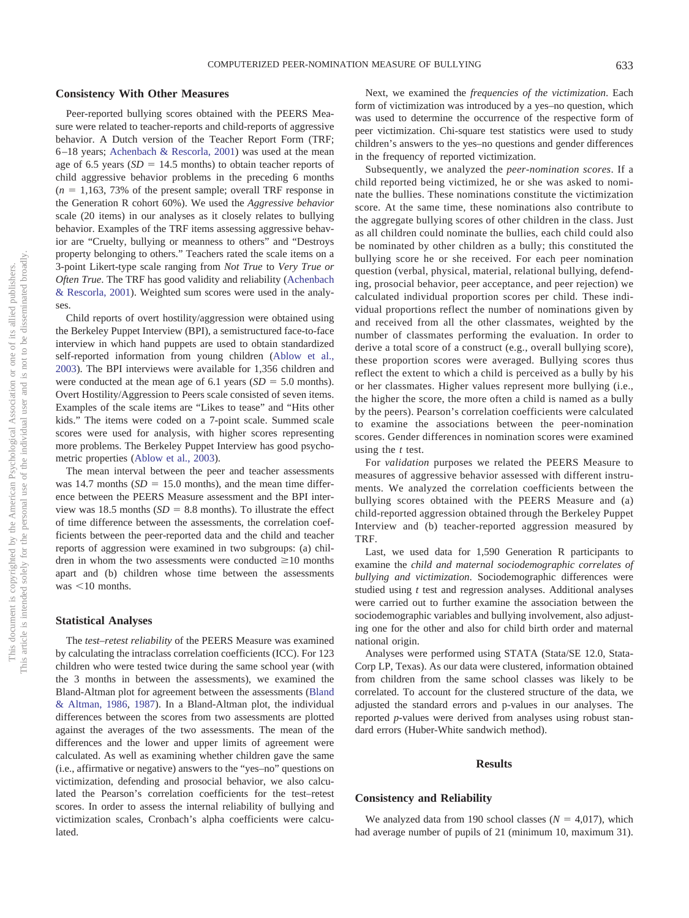## Consistency With Other Measures

Peer-reported bullying scores obtained with the PEERS Measure were related to teacher-reports and child-reports of aggressive behavior. A Dutch version of the Teacher Report Form (TRF; 6–18 years; Achenbach & Rescorla, 2001) was used at the mean age of 6.5 years ($SD = 14.5$ months) to obtain teacher reports of child aggressive behavior problems in the preceding 6 months ($n = 1{,}163$, 73% of the present sample; overall TRF response in the Generation R cohort 60%). We used the *Aggressive behavior* scale (20 items) in our analyses as it closely relates to bullying behavior. Examples of the TRF items assessing aggressive behavior are "Cruelty, bullying or meanness to others" and "Destroys property belonging to others." Teachers rated the scale items on a 3-point Likert-type scale ranging from *Not True* to *Very True or Often True*. The TRF has good validity and reliability (Achenbach & Rescorla, 2001). Weighted sum scores were used in the analyses.

Child reports of overt hostility/aggression were obtained using the Berkeley Puppet Interview (BPI), a semistructured face-to-face interview in which hand puppets are used to obtain standardized self-reported information from young children (Ablow et al., 2003). The BPI interviews were available for 1,356 children and were conducted at the mean age of 6.1 years ($SD = 5.0$ months). Overt Hostility/Aggression to Peers scale consisted of seven items. Examples of the scale items are "Likes to tease" and "Hits other kids." The items were coded on a 7-point scale. Summed scale scores were used for analysis, with higher scores representing more problems. The Berkeley Puppet Interview has good psychometric properties (Ablow et al., 2003).

The mean interval between the peer and teacher assessments was 14.7 months ($SD = 15.0$ months), and the mean time difference between the PEERS Measure assessment and the BPI interview was 18.5 months ($SD = 8.8$ months). To illustrate the effect of time difference between the assessments, the correlation coefficients between the peer-reported data and the child and teacher reports of aggression were examined in two subgroups: (a) children in whom the two assessments were conducted $\geq 10$ months apart and (b) children whose time between the assessments was $<10$ months.

## Statistical Analyses

The *test–retest reliability* of the PEERS Measure was examined by calculating the intraclass correlation coefficients (ICC). For 123 children who were tested twice during the same school year (with the 3 months in between the assessments), we examined the Bland-Altman plot for agreement between the assessments (Bland & Altman, 1986, 1987). In a Bland-Altman plot, the individual differences between the scores from two assessments are plotted against the averages of the two assessments. The mean of the differences and the lower and upper limits of agreement were calculated. As well as examining whether children gave the same (i.e., affirmative or negative) answers to the "yes–no" questions on victimization, defending and prosocial behavior, we also calculated the Pearson's correlation coefficients for the test–retest scores. In order to assess the internal reliability of bullying and victimization scales, Cronbach's alpha coefficients were calculated.

Next, we examined the *frequencies of the victimization*. Each form of victimization was introduced by a yes–no question, which was used to determine the occurrence of the respective form of peer victimization. Chi-square test statistics were used to study children's answers to the yes–no questions and gender differences in the frequency of reported victimization.

Subsequently, we analyzed the *peer-nomination scores*. If a child reported being victimized, he or she was asked to nominate the bullies. These nominations constitute the victimization score. At the same time, these nominations also contribute to the aggregate bullying scores of other children in the class. Just as all children could nominate the bullies, each child could also be nominated by other children as a bully; this constituted the bullying score he or she received. For each peer nomination question (verbal, physical, material, relational bullying, defending, prosocial behavior, peer acceptance, and peer rejection) we calculated individual proportion scores per child. These individual proportions reflect the number of nominations given by and received from all the other classmates, weighted by the number of classmates performing the evaluation. In order to derive a total score of a construct (e.g., overall bullying score), these proportion scores were averaged. Bullying scores thus reflect the extent to which a child is perceived as a bully by his or her classmates. Higher values represent more bullying (i.e., the higher the score, the more often a child is named as a bully by the peers). Pearson's correlation coefficients were calculated to examine the associations between the peer-nomination scores. Gender differences in nomination scores were examined using the *t* test.

For *validation* purposes we related the PEERS Measure to measures of aggressive behavior assessed with different instruments. We analyzed the correlation coefficients between the bullying scores obtained with the PEERS Measure and (a) child-reported aggression obtained through the Berkeley Puppet Interview and (b) teacher-reported aggression measured by TRF.

Last, we used data for 1,590 Generation R participants to examine the *child and maternal sociodemographic correlates of bullying and victimization*. Sociodemographic differences were studied using *t* test and regression analyses. Additional analyses were carried out to further examine the association between the sociodemographic variables and bullying involvement, also adjusting one for the other and also for child birth order and maternal national origin.

Analyses were performed using STATA (Stata/SE 12.0, StataCorp LP, Texas). As our data were clustered, information obtained from children from the same school classes was likely to be correlated. To account for the clustered structure of the data, we adjusted the standard errors and p-values in our analyses. The reported *p*-values were derived from analyses using robust standard errors (Huber-White sandwich method).

# Results

## Consistency and Reliability

We analyzed data from 190 school classes ($N = 4{,}017$), which had average number of pupils of 21 (minimum 10, maximum 31).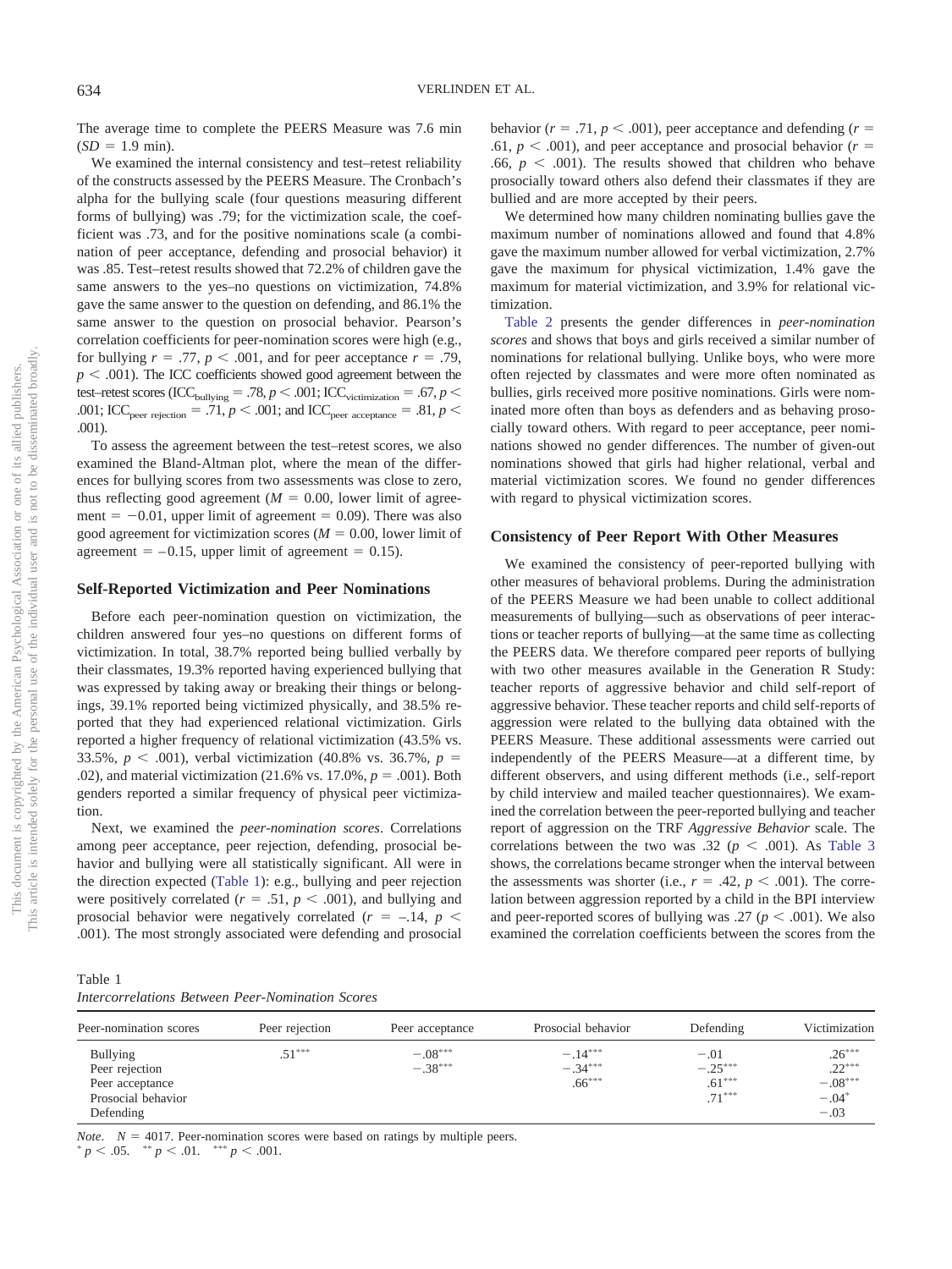The average time to complete the PEERS Measure was 7.6 min ($SD = 1.9$ min).

We examined the internal consistency and test–retest reliability of the constructs assessed by the PEERS Measure. The Cronbach's alpha for the bullying scale (four questions measuring different forms of bullying) was .79; for the victimization scale, the coefficient was .73, and for the positive nominations scale (a combination of peer acceptance, defending and prosocial behavior) it was .85. Test–retest results showed that 72.2% of children gave the same answers to the yes–no questions on victimization, 74.8% gave the same answer to the question on defending, and 86.1% the same answer to the question on prosocial behavior. Pearson's correlation coefficients for peer-nomination scores were high (e.g., for bullying $r = .77$, $p < .001$, and for peer acceptance $r = .79$, $p < .001$). The ICC coefficients showed good agreement between the test–retest scores ($ICC_{bullying} = .78$, $p < .001$; $ICC_{victimization} = .67$, $p < .001$; $ICC_{peer\ rejection} = .71$, $p < .001$; and $ICC_{peer\ acceptance} = .81$, $p < .001$).

To assess the agreement between the test–retest scores, we also examined the Bland-Altman plot, where the mean of the differences for bullying scores from two assessments was close to zero, thus reflecting good agreement ($M = 0.00$, lower limit of agreement $= -0.01$, upper limit of agreement $= 0.09$). There was also good agreement for victimization scores ($M = 0.00$, lower limit of agreement $= -0.15$, upper limit of agreement $= 0.15$).

## Self-Reported Victimization and Peer Nominations

Before each peer-nomination question on victimization, the children answered four yes–no questions on different forms of victimization. In total, 38.7% reported being bullied verbally by their classmates, 19.3% reported having experienced bullying that was expressed by taking away or breaking their things or belongings, 39.1% reported being victimized physically, and 38.5% reported that they had experienced relational victimization. Girls reported a higher frequency of relational victimization (43.5% vs. 33.5%, $p < .001$), verbal victimization (40.8% vs. 36.7%, $p = .02$), and material victimization (21.6% vs. 17.0%, $p = .001$). Both genders reported a similar frequency of physical peer victimization.

Next, we examined the *peer-nomination scores*. Correlations among peer acceptance, peer rejection, defending, prosocial behavior and bullying were all statistically significant. All were in the direction expected (Table 1): e.g., bullying and peer rejection were positively correlated ($r = .51$, $p < .001$), and bullying and prosocial behavior were negatively correlated ($r = -.14$, $p < .001$). The most strongly associated were defending and prosocial behavior ($r = .71$, $p < .001$), peer acceptance and defending ($r = .61$, $p < .001$), and peer acceptance and prosocial behavior ($r = .66$, $p < .001$). The results showed that children who behave prosocially toward others also defend their classmates if they are bullied and are more accepted by their peers.

We determined how many children nominating bullies gave the maximum number of nominations allowed and found that 4.8% gave the maximum number allowed for verbal victimization, 2.7% gave the maximum for physical victimization, 1.4% gave the maximum for material victimization, and 3.9% for relational victimization.

Table 2 presents the gender differences in *peer-nomination scores* and shows that boys and girls received a similar number of nominations for relational bullying. Unlike boys, who were more often rejected by classmates and were more often nominated as bullies, girls received more positive nominations. Girls were nominated more often than boys as defenders and as behaving prosocially toward others. With regard to peer acceptance, peer nominations showed no gender differences. The number of given-out nominations showed that girls had higher relational, verbal and material victimization scores. We found no gender differences with regard to physical victimization scores.

## Consistency of Peer Report With Other Measures

We examined the consistency of peer-reported bullying with other measures of behavioral problems. During the administration of the PEERS Measure we had been unable to collect additional measurements of bullying—such as observations of peer interactions or teacher reports of bullying—at the same time as collecting the PEERS data. We therefore compared peer reports of bullying with two other measures available in the Generation R Study: teacher reports of aggressive behavior and child self-report of aggressive behavior. These teacher reports and child self-reports of aggression were related to the bullying data obtained with the PEERS Measure. These additional assessments were carried out independently of the PEERS Measure—at a different time, by different observers, and using different methods (i.e., self-report by child interview and mailed teacher questionnaires). We examined the correlation between the peer-reported bullying and teacher report of aggression on the TRF *Aggressive Behavior* scale. The correlations between the two was .32 ($p < .001$). As Table 3 shows, the correlations became stronger when the interval between the assessments was shorter (i.e., $r = .42$, $p < .001$). The correlation between aggression reported by a child in the BPI interview and peer-reported scores of bullying was .27 ($p < .001$). We also examined the correlation coefficients between the scores from the

Table 1
*Intercorrelations Between Peer-Nomination Scores*

| Peer-nomination scores | Peer rejection | Peer acceptance | Prosocial behavior | Defending | Victimization |
|---|---|---|---|---|---|
| Bullying | .51*** | −.08*** | −.14*** | −.01 | .26*** |
| Peer rejection | | −.38*** | −.34*** | −.25*** | .22*** |
| Peer acceptance | | | .66*** | .61*** | −.08*** |
| Prosocial behavior | | | | .71*** | −.04* |
| Defending | | | | | −.03 |

*Note*. $N = 4017$. Peer-nomination scores were based on ratings by multiple peers.
* $p < .05$. ** $p < .01$. *** $p < .001$.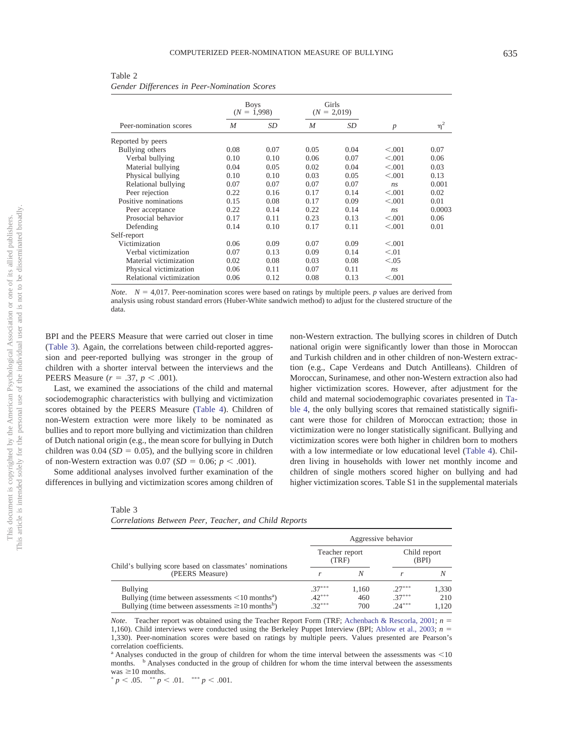Table 2
*Gender Differences in Peer-Nomination Scores*

| Peer-nomination scores | Boys ($N$ = 1,998) | | Girls ($N$ = 2,019) | | | |
|---|---|---|---|---|---|---|
| | *M* | *SD* | *M* | *SD* | *p* | $\eta^2$ |
| Reported by peers | | | | | | |
| Bullying others | 0.08 | 0.07 | 0.05 | 0.04 | <.001 | 0.07 |
| Verbal bullying | 0.10 | 0.10 | 0.06 | 0.07 | <.001 | 0.06 |
| Material bullying | 0.04 | 0.05 | 0.02 | 0.04 | <.001 | 0.03 |
| Physical bullying | 0.10 | 0.10 | 0.03 | 0.05 | <.001 | 0.13 |
| Relational bullying | 0.07 | 0.07 | 0.07 | 0.07 | *ns* | 0.001 |
| Peer rejection | 0.22 | 0.16 | 0.17 | 0.14 | <.001 | 0.02 |
| Positive nominations | 0.15 | 0.08 | 0.17 | 0.09 | <.001 | 0.01 |
| Peer acceptance | 0.22 | 0.14 | 0.22 | 0.14 | *ns* | 0.0003 |
| Prosocial behavior | 0.17 | 0.11 | 0.23 | 0.13 | <.001 | 0.06 |
| Defending | 0.14 | 0.10 | 0.17 | 0.11 | <.001 | 0.01 |
| Self-report | | | | | | |
| Victimization | 0.06 | 0.09 | 0.07 | 0.09 | <.001 | |
| Verbal victimization | 0.07 | 0.13 | 0.09 | 0.14 | <.01 | |
| Material victimization | 0.02 | 0.08 | 0.03 | 0.08 | <.05 | |
| Physical victimization | 0.06 | 0.11 | 0.07 | 0.11 | *ns* | |
| Relational victimization | 0.06 | 0.12 | 0.08 | 0.13 | <.001 | |

*Note*. $N$ = 4,017. Peer-nomination scores were based on ratings by multiple peers. *p* values are derived from analysis using robust standard errors (Huber-White sandwich method) to adjust for the clustered structure of the data.

BPI and the PEERS Measure that were carried out closer in time (Table 3). Again, the correlations between child-reported aggression and peer-reported bullying was stronger in the group of children with a shorter interval between the interviews and the PEERS Measure ($r$ = .37, $p$ < .001).

Last, we examined the associations of the child and maternal sociodemographic characteristics with bullying and victimization scores obtained by the PEERS Measure (Table 4). Children of non-Western extraction were more likely to be nominated as bullies and to report more bullying and victimization than children of Dutch national origin (e.g., the mean score for bullying in Dutch children was 0.04 ($SD$ = 0.05), and the bullying score in children of non-Western extraction was 0.07 ($SD$ = 0.06; $p$ < .001).

Some additional analyses involved further examination of the differences in bullying and victimization scores among children of non-Western extraction. The bullying scores in children of Dutch national origin were significantly lower than those in Moroccan and Turkish children and in other children of non-Western extraction (e.g., Cape Verdeans and Dutch Antilleans). Children of Moroccan, Surinamese, and other non-Western extraction also had higher victimization scores. However, after adjustment for the child and maternal sociodemographic covariates presented in Table 4, the only bullying scores that remained statistically significant were those for children of Moroccan extraction; those in victimization were no longer statistically significant. Bullying and victimization scores were both higher in children born to mothers with a low intermediate or low educational level (Table 4). Children living in households with lower net monthly income and children of single mothers scored higher on bullying and had higher victimization scores. Table S1 in the supplemental materials

Table 3
*Correlations Between Peer, Teacher, and Child Reports*

| Child's bullying score based on classmates' nominations (PEERS Measure) | Aggressive behavior | | | |
|---|---|---|---|---|
| | Teacher report (TRF) | | Child report (BPI) | |
| | *r* | *N* | *r* | *N* |
| Bullying | .37*** | 1,160 | .27*** | 1,330 |
| Bullying (time between assessments <10 months[a]) | .42*** | 460 | .37*** | 210 |
| Bullying (time between assessments ≥10 months[b]) | .32*** | 700 | .24*** | 1,120 |

*Note*. Teacher report was obtained using the Teacher Report Form (TRF; Achenbach & Rescorla, 2001; $n$ = 1,160). Child interviews were conducted using the Berkeley Puppet Interview (BPI; Ablow et al., 2003; $n$ = 1,330). Peer-nomination scores were based on ratings by multiple peers. Values presented are Pearson's correlation coefficients.
[a] Analyses conducted in the group of children for whom the time interval between the assessments was <10 months. [b] Analyses conducted in the group of children for whom the time interval between the assessments was ≥10 months.
* $p$ < .05. ** $p$ < .01. *** $p$ < .001.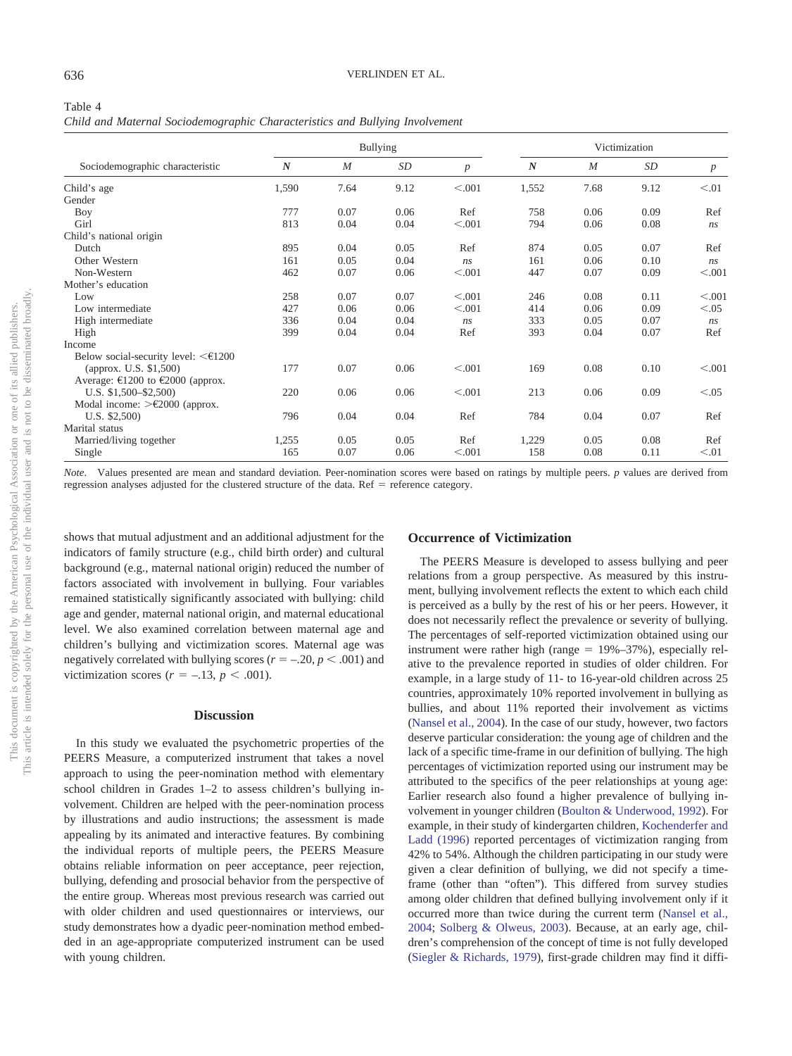Table 4

*Child and Maternal Sociodemographic Characteristics and Bullying Involvement*

| Sociodemographic characteristic | Bullying | | | | Victimization | | | |
|---|---|---|---|---|---|---|---|---|
| | ***N*** | ***M*** | ***SD*** | ***p*** | ***N*** | ***M*** | ***SD*** | ***p*** |
| Child's age | 1,590 | 7.64 | 9.12 | <.001 | 1,552 | 7.68 | 9.12 | <.01 |
| Gender | | | | | | | | |
| Boy | 777 | 0.07 | 0.06 | Ref | 758 | 0.06 | 0.09 | Ref |
| Girl | 813 | 0.04 | 0.04 | <.001 | 794 | 0.06 | 0.08 | *ns* |
| Child's national origin | | | | | | | | |
| Dutch | 895 | 0.04 | 0.05 | Ref | 874 | 0.05 | 0.07 | Ref |
| Other Western | 161 | 0.05 | 0.04 | *ns* | 161 | 0.06 | 0.10 | *ns* |
| Non-Western | 462 | 0.07 | 0.06 | <.001 | 447 | 0.07 | 0.09 | <.001 |
| Mother's education | | | | | | | | |
| Low | 258 | 0.07 | 0.07 | <.001 | 246 | 0.08 | 0.11 | <.001 |
| Low intermediate | 427 | 0.06 | 0.06 | <.001 | 414 | 0.06 | 0.09 | <.05 |
| High intermediate | 336 | 0.04 | 0.04 | *ns* | 333 | 0.05 | 0.07 | *ns* |
| High | 399 | 0.04 | 0.04 | Ref | 393 | 0.04 | 0.07 | Ref |
| Income | | | | | | | | |
| Below social-security level: <€1200 (approx. U.S. $1,500) | 177 | 0.07 | 0.06 | <.001 | 169 | 0.08 | 0.10 | <.001 |
| Average: €1200 to €2000 (approx. U.S. $1,500–$2,500) | 220 | 0.06 | 0.06 | <.001 | 213 | 0.06 | 0.09 | <.05 |
| Modal income: >€2000 (approx. U.S. $2,500) | 796 | 0.04 | 0.04 | Ref | 784 | 0.04 | 0.07 | Ref |
| Marital status | | | | | | | | |
| Married/living together | 1,255 | 0.05 | 0.05 | Ref | 1,229 | 0.05 | 0.08 | Ref |
| Single | 165 | 0.07 | 0.06 | <.001 | 158 | 0.08 | 0.11 | <.01 |

*Note*. Values presented are mean and standard deviation. Peer-nomination scores were based on ratings by multiple peers. *p* values are derived from regression analyses adjusted for the clustered structure of the data. Ref = reference category.

shows that mutual adjustment and an additional adjustment for the indicators of family structure (e.g., child birth order) and cultural background (e.g., maternal national origin) reduced the number of factors associated with involvement in bullying. Four variables remained statistically significantly associated with bullying: child age and gender, maternal national origin, and maternal educational level. We also examined correlation between maternal age and children's bullying and victimization scores. Maternal age was negatively correlated with bullying scores ($r = -.20$, $p < .001$) and victimization scores ($r = -.13$, $p < .001$).

## Discussion

In this study we evaluated the psychometric properties of the PEERS Measure, a computerized instrument that takes a novel approach to using the peer-nomination method with elementary school children in Grades 1–2 to assess children's bullying involvement. Children are helped with the peer-nomination process by illustrations and audio instructions; the assessment is made appealing by its animated and interactive features. By combining the individual reports of multiple peers, the PEERS Measure obtains reliable information on peer acceptance, peer rejection, bullying, defending and prosocial behavior from the perspective of the entire group. Whereas most previous research was carried out with older children and used questionnaires or interviews, our study demonstrates how a dyadic peer-nomination method embedded in an age-appropriate computerized instrument can be used with young children.

### Occurrence of Victimization

The PEERS Measure is developed to assess bullying and peer relations from a group perspective. As measured by this instrument, bullying involvement reflects the extent to which each child is perceived as a bully by the rest of his or her peers. However, it does not necessarily reflect the prevalence or severity of bullying. The percentages of self-reported victimization obtained using our instrument were rather high (range = 19%–37%), especially relative to the prevalence reported in studies of older children. For example, in a large study of 11- to 16-year-old children across 25 countries, approximately 10% reported involvement in bullying as bullies, and about 11% reported their involvement as victims (Nansel et al., 2004). In the case of our study, however, two factors deserve particular consideration: the young age of children and the lack of a specific time-frame in our definition of bullying. The high percentages of victimization reported using our instrument may be attributed to the specifics of the peer relationships at young age: Earlier research also found a higher prevalence of bullying involvement in younger children (Boulton & Underwood, 1992). For example, in their study of kindergarten children, Kochenderfer and Ladd (1996) reported percentages of victimization ranging from 42% to 54%. Although the children participating in our study were given a clear definition of bullying, we did not specify a time-frame (other than "often"). This differed from survey studies among older children that defined bullying involvement only if it occurred more than twice during the current term (Nansel et al., 2004; Solberg & Olweus, 2003). Because, at an early age, children's comprehension of the concept of time is not fully developed (Siegler & Richards, 1979), first-grade children may find it diffi-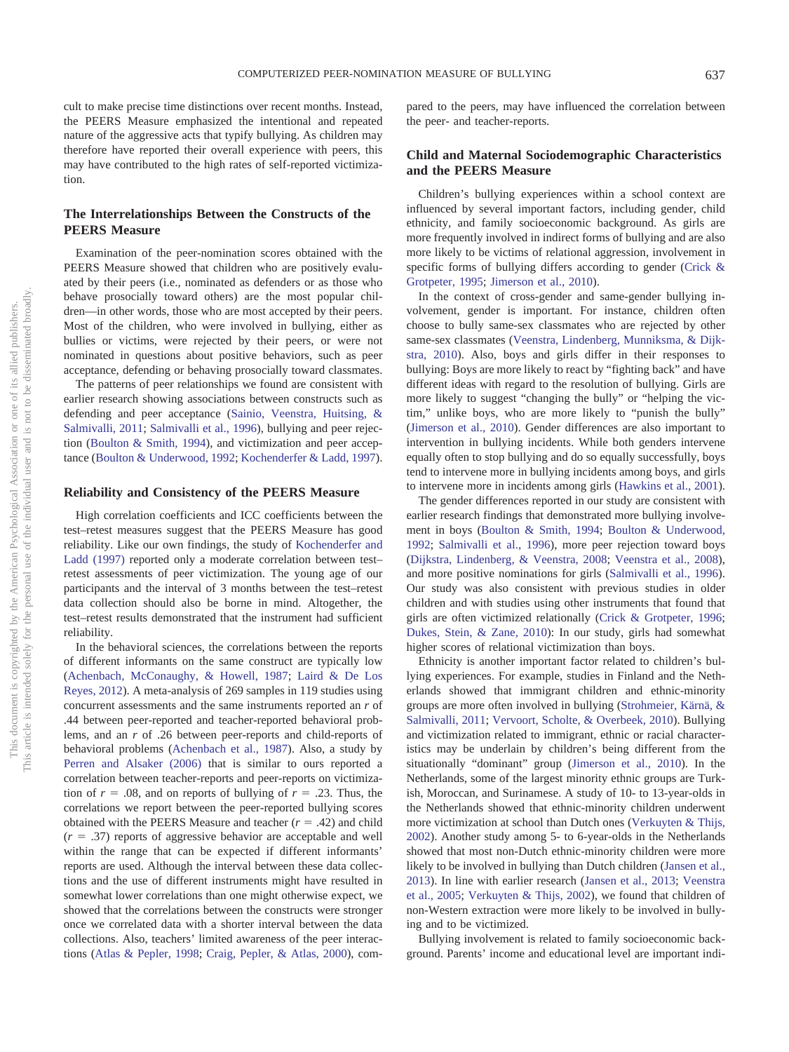cult to make precise time distinctions over recent months. Instead, the PEERS Measure emphasized the intentional and repeated nature of the aggressive acts that typify bullying. As children may therefore have reported their overall experience with peers, this may have contributed to the high rates of self-reported victimization.

## The Interrelationships Between the Constructs of the PEERS Measure

Examination of the peer-nomination scores obtained with the PEERS Measure showed that children who are positively evaluated by their peers (i.e., nominated as defenders or as those who behave prosocially toward others) are the most popular children—in other words, those who are most accepted by their peers. Most of the children, who were involved in bullying, either as bullies or victims, were rejected by their peers, or were not nominated in questions about positive behaviors, such as peer acceptance, defending or behaving prosocially toward classmates.

The patterns of peer relationships we found are consistent with earlier research showing associations between constructs such as defending and peer acceptance (Sainio, Veenstra, Huitsing, & Salmivalli, 2011; Salmivalli et al., 1996), bullying and peer rejection (Boulton & Smith, 1994), and victimization and peer acceptance (Boulton & Underwood, 1992; Kochenderfer & Ladd, 1997).

## Reliability and Consistency of the PEERS Measure

High correlation coefficients and ICC coefficients between the test–retest measures suggest that the PEERS Measure has good reliability. Like our own findings, the study of Kochenderfer and Ladd (1997) reported only a moderate correlation between test–retest assessments of peer victimization. The young age of our participants and the interval of 3 months between the test–retest data collection should also be borne in mind. Altogether, the test–retest results demonstrated that the instrument had sufficient reliability.

In the behavioral sciences, the correlations between the reports of different informants on the same construct are typically low (Achenbach, McConaughy, & Howell, 1987; Laird & De Los Reyes, 2012). A meta-analysis of 269 samples in 119 studies using concurrent assessments and the same instruments reported an $r$ of .44 between peer-reported and teacher-reported behavioral problems, and an $r$ of .26 between peer-reports and child-reports of behavioral problems (Achenbach et al., 1987). Also, a study by Perren and Alsaker (2006) that is similar to ours reported a correlation between teacher-reports and peer-reports on victimization of $r = .08$, and on reports of bullying of $r = .23$. Thus, the correlations we report between the peer-reported bullying scores obtained with the PEERS Measure and teacher ($r = .42$) and child ($r = .37$) reports of aggressive behavior are acceptable and well within the range that can be expected if different informants' reports are used. Although the interval between these data collections and the use of different instruments might have resulted in somewhat lower correlations than one might otherwise expect, we showed that the correlations between the constructs were stronger once we correlated data with a shorter interval between the data collections. Also, teachers' limited awareness of the peer interactions (Atlas & Pepler, 1998; Craig, Pepler, & Atlas, 2000), compared to the peers, may have influenced the correlation between the peer- and teacher-reports.

## Child and Maternal Sociodemographic Characteristics and the PEERS Measure

Children's bullying experiences within a school context are influenced by several important factors, including gender, child ethnicity, and family socioeconomic background. As girls are more frequently involved in indirect forms of bullying and are also more likely to be victims of relational aggression, involvement in specific forms of bullying differs according to gender (Crick & Grotpeter, 1995; Jimerson et al., 2010).

In the context of cross-gender and same-gender bullying involvement, gender is important. For instance, children often choose to bully same-sex classmates who are rejected by other same-sex classmates (Veenstra, Lindenberg, Munniksma, & Dijkstra, 2010). Also, boys and girls differ in their responses to bullying: Boys are more likely to react by "fighting back" and have different ideas with regard to the resolution of bullying. Girls are more likely to suggest "changing the bully" or "helping the victim," unlike boys, who are more likely to "punish the bully" (Jimerson et al., 2010). Gender differences are also important to intervention in bullying incidents. While both genders intervene equally often to stop bullying and do so equally successfully, boys tend to intervene more in bullying incidents among boys, and girls to intervene more in incidents among girls (Hawkins et al., 2001).

The gender differences reported in our study are consistent with earlier research findings that demonstrated more bullying involvement in boys (Boulton & Smith, 1994; Boulton & Underwood, 1992; Salmivalli et al., 1996), more peer rejection toward boys (Dijkstra, Lindenberg, & Veenstra, 2008; Veenstra et al., 2008), and more positive nominations for girls (Salmivalli et al., 1996). Our study was also consistent with previous studies in older children and with studies using other instruments that found that girls are often victimized relationally (Crick & Grotpeter, 1996; Dukes, Stein, & Zane, 2010): In our study, girls had somewhat higher scores of relational victimization than boys.

Ethnicity is another important factor related to children's bullying experiences. For example, studies in Finland and the Netherlands showed that immigrant children and ethnic-minority groups are more often involved in bullying (Strohmeier, Kärnä, & Salmivalli, 2011; Vervoort, Scholte, & Overbeek, 2010). Bullying and victimization related to immigrant, ethnic or racial characteristics may be underlain by children's being different from the situationally "dominant" group (Jimerson et al., 2010). In the Netherlands, some of the largest minority ethnic groups are Turkish, Moroccan, and Surinamese. A study of 10- to 13-year-olds in the Netherlands showed that ethnic-minority children underwent more victimization at school than Dutch ones (Verkuyten & Thijs, 2002). Another study among 5- to 6-year-olds in the Netherlands showed that most non-Dutch ethnic-minority children were more likely to be involved in bullying than Dutch children (Jansen et al., 2013). In line with earlier research (Jansen et al., 2013; Veenstra et al., 2005; Verkuyten & Thijs, 2002), we found that children of non-Western extraction were more likely to be involved in bullying and to be victimized.

Bullying involvement is related to family socioeconomic background. Parents' income and educational level are important indi-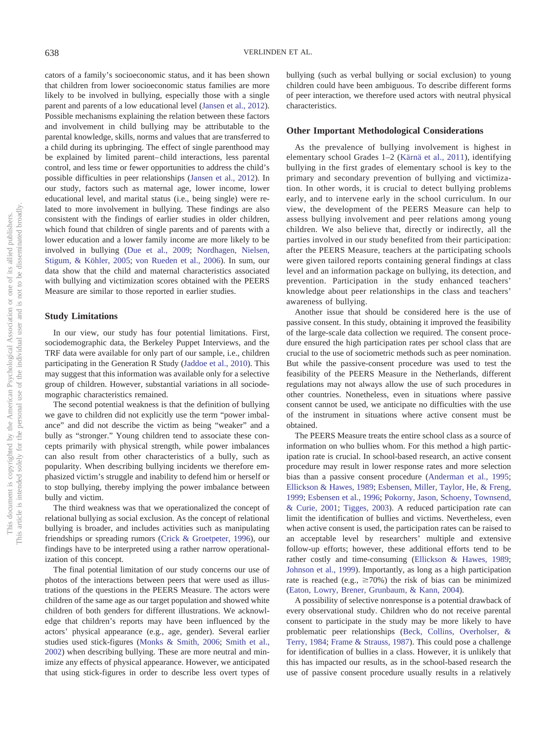cators of a family's socioeconomic status, and it has been shown that children from lower socioeconomic status families are more likely to be involved in bullying, especially those with a single parent and parents of a low educational level (Jansen et al., 2012). Possible mechanisms explaining the relation between these factors and involvement in child bullying may be attributable to the parental knowledge, skills, norms and values that are transferred to a child during its upbringing. The effect of single parenthood may be explained by limited parent–child interactions, less parental control, and less time or fewer opportunities to address the child's possible difficulties in peer relationships (Jansen et al., 2012). In our study, factors such as maternal age, lower income, lower educational level, and marital status (i.e., being single) were related to more involvement in bullying. These findings are also consistent with the findings of earlier studies in older children, which found that children of single parents and of parents with a lower education and a lower family income are more likely to be involved in bullying (Due et al., 2009; Nordhagen, Nielsen, Stigum, & Köhler, 2005; von Rueden et al., 2006). In sum, our data show that the child and maternal characteristics associated with bullying and victimization scores obtained with the PEERS Measure are similar to those reported in earlier studies.

## Study Limitations

In our view, our study has four potential limitations. First, sociodemographic data, the Berkeley Puppet Interviews, and the TRF data were available for only part of our sample, i.e., children participating in the Generation R Study (Jaddoe et al., 2010). This may suggest that this information was available only for a selective group of children. However, substantial variations in all sociodemographic characteristics remained.

The second potential weakness is that the definition of bullying we gave to children did not explicitly use the term "power imbalance" and did not describe the victim as being "weaker" and a bully as "stronger." Young children tend to associate these concepts primarily with physical strength, while power imbalances can also result from other characteristics of a bully, such as popularity. When describing bullying incidents we therefore emphasized victim's struggle and inability to defend him or herself or to stop bullying, thereby implying the power imbalance between bully and victim.

The third weakness was that we operationalized the concept of relational bullying as social exclusion. As the concept of relational bullying is broader, and includes activities such as manipulating friendships or spreading rumors (Crick & Grotpeter, 1996), our findings have to be interpreted using a rather narrow operationalization of this concept.

The final potential limitation of our study concerns our use of photos of the interactions between peers that were used as illustrations of the questions in the PEERS Measure. The actors were children of the same age as our target population and showed white children of both genders for different illustrations. We acknowledge that children's reports may have been influenced by the actors' physical appearance (e.g., age, gender). Several earlier studies used stick-figures (Monks & Smith, 2006; Smith et al., 2002) when describing bullying. These are more neutral and minimize any effects of physical appearance. However, we anticipated that using stick-figures in order to describe less overt types of bullying (such as verbal bullying or social exclusion) to young children could have been ambiguous. To describe different forms of peer interaction, we therefore used actors with neutral physical characteristics.

## Other Important Methodological Considerations

As the prevalence of bullying involvement is highest in elementary school Grades 1–2 (Kärnä et al., 2011), identifying bullying in the first grades of elementary school is key to the primary and secondary prevention of bullying and victimization. In other words, it is crucial to detect bullying problems early, and to intervene early in the school curriculum. In our view, the development of the PEERS Measure can help to assess bullying involvement and peer relations among young children. We also believe that, directly or indirectly, all the parties involved in our study benefited from their participation: after the PEERS Measure, teachers at the participating schools were given tailored reports containing general findings at class level and an information package on bullying, its detection, and prevention. Participation in the study enhanced teachers' knowledge about peer relationships in the class and teachers' awareness of bullying.

Another issue that should be considered here is the use of passive consent. In this study, obtaining it improved the feasibility of the large-scale data collection we required. The consent procedure ensured the high participation rates per school class that are crucial to the use of sociometric methods such as peer nomination. But while the passive-consent procedure was used to test the feasibility of the PEERS Measure in the Netherlands, different regulations may not always allow the use of such procedures in other countries. Nonetheless, even in situations where passive consent cannot be used, we anticipate no difficulties with the use of the instrument in situations where active consent must be obtained.

The PEERS Measure treats the entire school class as a source of information on who bullies whom. For this method a high participation rate is crucial. In school-based research, an active consent procedure may result in lower response rates and more selection bias than a passive consent procedure (Anderman et al., 1995; Ellickson & Hawes, 1989; Esbensen, Miller, Taylor, He, & Freng, 1999; Esbensen et al., 1996; Pokorny, Jason, Schoeny, Townsend, & Curie, 2001; Tigges, 2003). A reduced participation rate can limit the identification of bullies and victims. Nevertheless, even when active consent is used, the participation rates can be raised to an acceptable level by researchers' multiple and extensive follow-up efforts; however, these additional efforts tend to be rather costly and time-consuming (Ellickson & Hawes, 1989; Johnson et al., 1999). Importantly, as long as a high participation rate is reached (e.g., ≥70%) the risk of bias can be minimized (Eaton, Lowry, Brener, Grunbaum, & Kann, 2004).

A possibility of selective nonresponse is a potential drawback of every observational study. Children who do not receive parental consent to participate in the study may be more likely to have problematic peer relationships (Beck, Collins, Overholser, & Terry, 1984; Frame & Strauss, 1987). This could pose a challenge for identification of bullies in a class. However, it is unlikely that this has impacted our results, as in the school-based research the use of passive consent procedure usually results in a relatively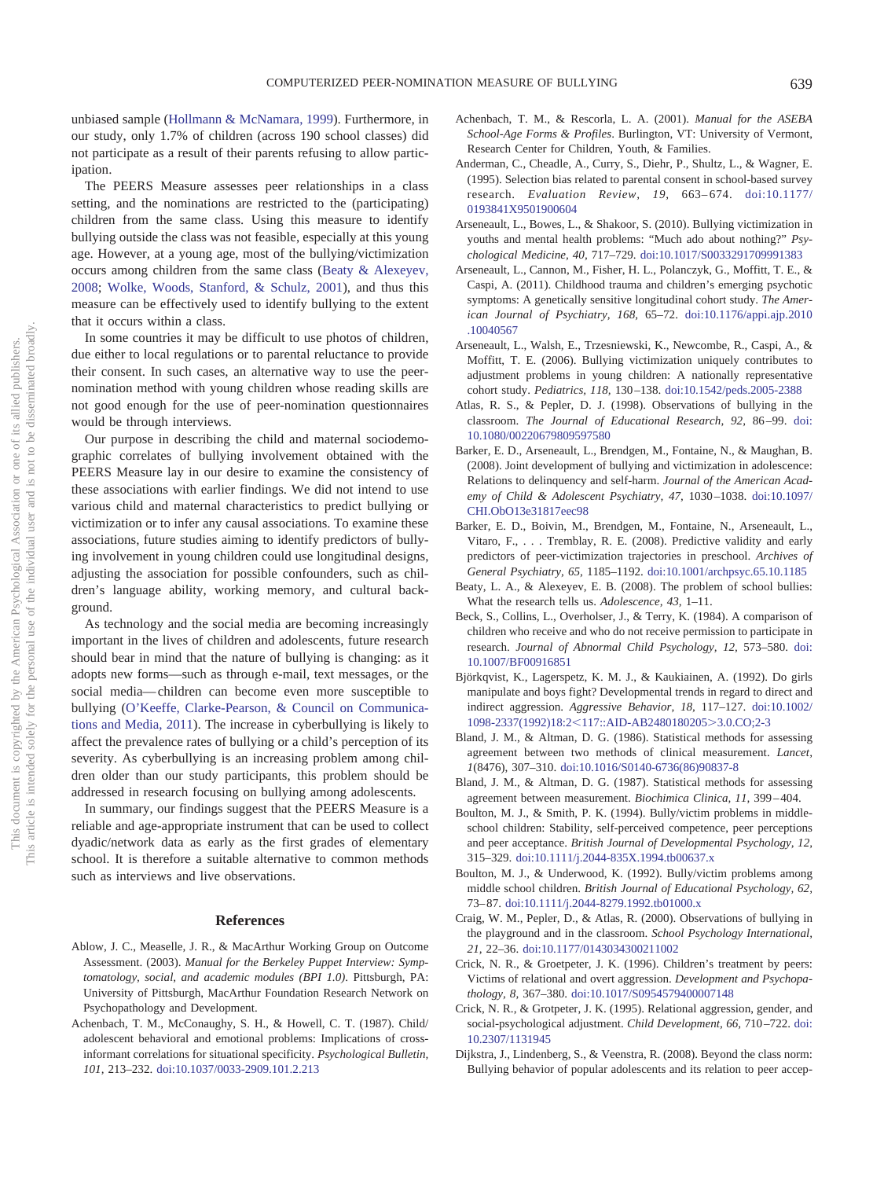unbiased sample (Hollmann & McNamara, 1999). Furthermore, in our study, only 1.7% of children (across 190 school classes) did not participate as a result of their parents refusing to allow participation.

The PEERS Measure assesses peer relationships in a class setting, and the nominations are restricted to the (participating) children from the same class. Using this measure to identify bullying outside the class was not feasible, especially at this young age. However, at a young age, most of the bullying/victimization occurs among children from the same class (Beaty & Alexeyev, 2008; Wolke, Woods, Stanford, & Schulz, 2001), and thus this measure can be effectively used to identify bullying to the extent that it occurs within a class.

In some countries it may be difficult to use photos of children, due either to local regulations or to parental reluctance to provide their consent. In such cases, an alternative way to use the peer-nomination method with young children whose reading skills are not good enough for the use of peer-nomination questionnaires would be through interviews.

Our purpose in describing the child and maternal sociodemographic correlates of bullying involvement obtained with the PEERS Measure lay in our desire to examine the consistency of these associations with earlier findings. We did not intend to use various child and maternal characteristics to predict bullying or victimization or to infer any causal associations. To examine these associations, future studies aiming to identify predictors of bullying involvement in young children could use longitudinal designs, adjusting the association for possible confounders, such as children's language ability, working memory, and cultural background.

As technology and the social media are becoming increasingly important in the lives of children and adolescents, future research should bear in mind that the nature of bullying is changing: as it adopts new forms—such as through e-mail, text messages, or the social media—children can become even more susceptible to bullying (O'Keeffe, Clarke-Pearson, & Council on Communications and Media, 2011). The increase in cyberbullying is likely to affect the prevalence rates of bullying or a child's perception of its severity. As cyberbullying is an increasing problem among children older than our study participants, this problem should be addressed in research focusing on bullying among adolescents.

In summary, our findings suggest that the PEERS Measure is a reliable and age-appropriate instrument that can be used to collect dyadic/network data as early as the first grades of elementary school. It is therefore a suitable alternative to common methods such as interviews and live observations.

## References

Ablow, J. C., Measelle, J. R., & MacArthur Working Group on Outcome Assessment. (2003). *Manual for the Berkeley Puppet Interview: Symptomatology, social, and academic modules (BPI 1.0)*. Pittsburgh, PA: University of Pittsburgh, MacArthur Foundation Research Network on Psychopathology and Development.

Achenbach, T. M., McConaughy, S. H., & Howell, C. T. (1987). Child/adolescent behavioral and emotional problems: Implications of cross-informant correlations for situational specificity. *Psychological Bulletin, 101,* 213–232. doi:10.1037/0033-2909.101.2.213

Achenbach, T. M., & Rescorla, L. A. (2001). *Manual for the ASEBA School-Age Forms & Profiles*. Burlington, VT: University of Vermont, Research Center for Children, Youth, & Families.

Anderman, C., Cheadle, A., Curry, S., Diehr, P., Shultz, L., & Wagner, E. (1995). Selection bias related to parental consent in school-based survey research. *Evaluation Review, 19,* 663–674. doi:10.1177/0193841X9501900604

Arseneault, L., Bowes, L., & Shakoor, S. (2010). Bullying victimization in youths and mental health problems: "Much ado about nothing?" *Psychological Medicine, 40,* 717–729. doi:10.1017/S0033291709991383

Arseneault, L., Cannon, M., Fisher, H. L., Polanczyk, G., Moffitt, T. E., & Caspi, A. (2011). Childhood trauma and children's emerging psychotic symptoms: A genetically sensitive longitudinal cohort study. *The American Journal of Psychiatry, 168,* 65–72. doi:10.1176/appi.ajp.2010.10040567

Arseneault, L., Walsh, E., Trzesniewski, K., Newcombe, R., Caspi, A., & Moffitt, T. E. (2006). Bullying victimization uniquely contributes to adjustment problems in young children: A nationally representative cohort study. *Pediatrics, 118,* 130–138. doi:10.1542/peds.2005-2388

Atlas, R. S., & Pepler, D. J. (1998). Observations of bullying in the classroom. *The Journal of Educational Research, 92,* 86–99. doi:10.1080/00220679809597580

Barker, E. D., Arseneault, L., Brendgen, M., Fontaine, N., & Maughan, B. (2008). Joint development of bullying and victimization in adolescence: Relations to delinquency and self-harm. *Journal of the American Academy of Child & Adolescent Psychiatry, 47,* 1030–1038. doi:10.1097/CHI.ObO13e31817eec98

Barker, E. D., Boivin, M., Brendgen, M., Fontaine, N., Arseneault, L., Vitaro, F., . . . Tremblay, R. E. (2008). Predictive validity and early predictors of peer-victimization trajectories in preschool. *Archives of General Psychiatry, 65,* 1185–1192. doi:10.1001/archpsyc.65.10.1185

Beaty, L. A., & Alexeyev, E. B. (2008). The problem of school bullies: What the research tells us. *Adolescence, 43,* 1–11.

Beck, S., Collins, L., Overholser, J., & Terry, K. (1984). A comparison of children who receive and who do not receive permission to participate in research. *Journal of Abnormal Child Psychology, 12,* 573–580. doi:10.1007/BF00916851

Björkqvist, K., Lagerspetz, K. M. J., & Kaukiainen, A. (1992). Do girls manipulate and boys fight? Developmental trends in regard to direct and indirect aggression. *Aggressive Behavior, 18,* 117–127. doi:10.1002/1098-2337(1992)18:2<117::AID-AB2480180205>3.0.CO;2-3

Bland, J. M., & Altman, D. G. (1986). Statistical methods for assessing agreement between two methods of clinical measurement. *Lancet, 1*(8476), 307–310. doi:10.1016/S0140-6736(86)90837-8

Bland, J. M., & Altman, D. G. (1987). Statistical methods for assessing agreement between measurement. *Biochimica Clinica, 11,* 399–404.

Boulton, M. J., & Smith, P. K. (1994). Bully/victim problems in middle-school children: Stability, self-perceived competence, peer perceptions and peer acceptance. *British Journal of Developmental Psychology, 12,* 315–329. doi:10.1111/j.2044-835X.1994.tb00637.x

Boulton, M. J., & Underwood, K. (1992). Bully/victim problems among middle school children. *British Journal of Educational Psychology, 62,* 73–87. doi:10.1111/j.2044-8279.1992.tb01000.x

Craig, W. M., Pepler, D., & Atlas, R. (2000). Observations of bullying in the playground and in the classroom. *School Psychology International, 21,* 22–36. doi:10.1177/0143034300211002

Crick, N. R., & Groetpeter, J. K. (1996). Children's treatment by peers: Victims of relational and overt aggression. *Development and Psychopathology, 8,* 367–380. doi:10.1017/S0954579400007148

Crick, N. R., & Grotpeter, J. K. (1995). Relational aggression, gender, and social-psychological adjustment. *Child Development, 66,* 710–722. doi:10.2307/1131945

Dijkstra, J., Lindenberg, S., & Veenstra, R. (2008). Beyond the class norm: Bullying behavior of popular adolescents and its relation to peer accep-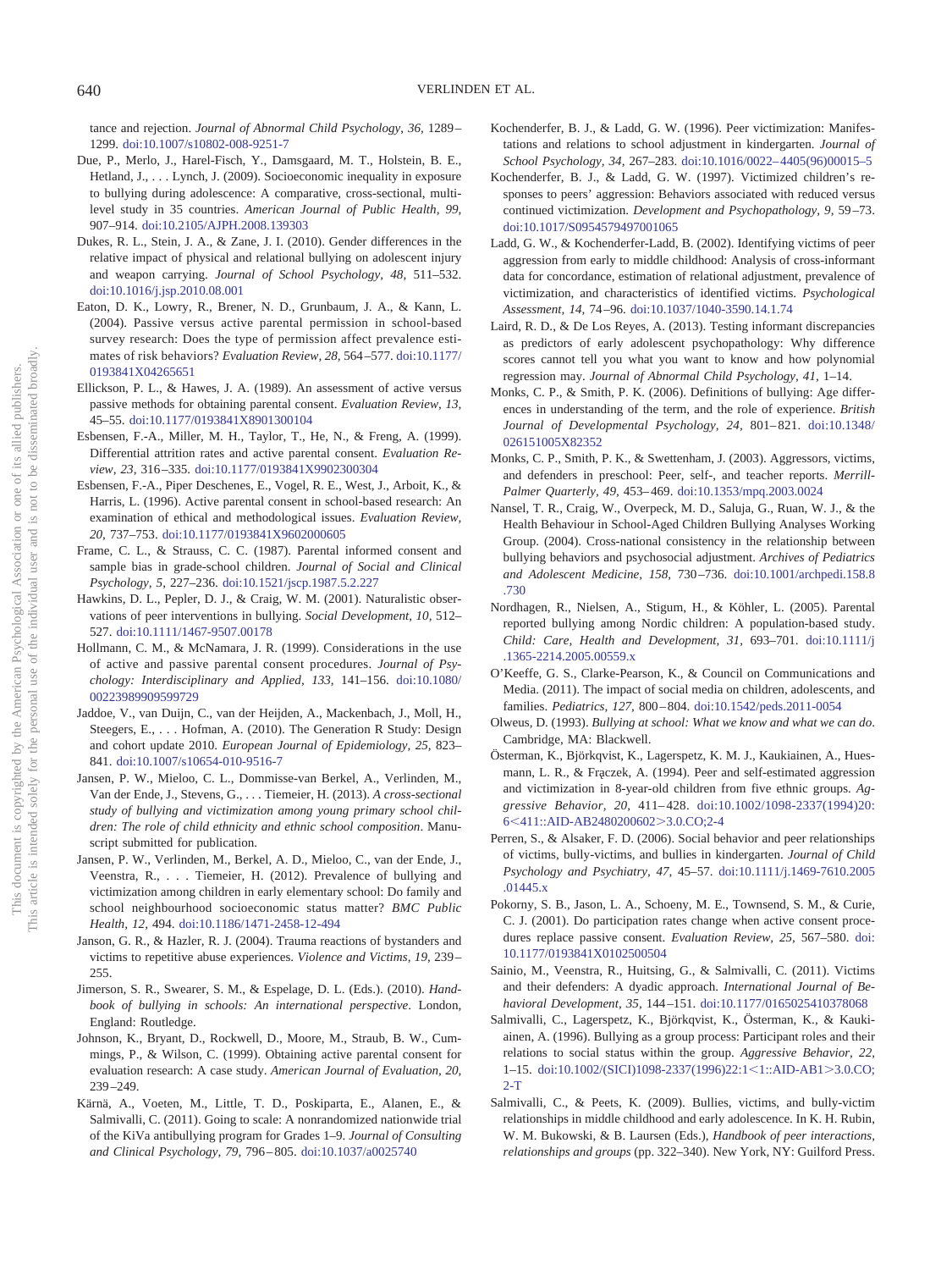tance and rejection. *Journal of Abnormal Child Psychology, 36,* 1289–1299. doi:10.1007/s10802-008-9251-7

Due, P., Merlo, J., Harel-Fisch, Y., Damsgaard, M. T., Holstein, B. E., Hetland, J., . . . Lynch, J. (2009). Socioeconomic inequality in exposure to bullying during adolescence: A comparative, cross-sectional, multilevel study in 35 countries. *American Journal of Public Health, 99,* 907–914. doi:10.2105/AJPH.2008.139303

Dukes, R. L., Stein, J. A., & Zane, J. I. (2010). Gender differences in the relative impact of physical and relational bullying on adolescent injury and weapon carrying. *Journal of School Psychology, 48,* 511–532. doi:10.1016/j.jsp.2010.08.001

Eaton, D. K., Lowry, R., Brener, N. D., Grunbaum, J. A., & Kann, L. (2004). Passive versus active parental permission in school-based survey research: Does the type of permission affect prevalence estimates of risk behaviors? *Evaluation Review, 28,* 564–577. doi:10.1177/0193841X04265651

Ellickson, P. L., & Hawes, J. A. (1989). An assessment of active versus passive methods for obtaining parental consent. *Evaluation Review, 13,* 45–55. doi:10.1177/0193841X8901300104

Esbensen, F.-A., Miller, M. H., Taylor, T., He, N., & Freng, A. (1999). Differential attrition rates and active parental consent. *Evaluation Review, 23,* 316–335. doi:10.1177/0193841X9902300304

Esbensen, F.-A., Piper Deschenes, E., Vogel, R. E., West, J., Arboit, K., & Harris, L. (1996). Active parental consent in school-based research: An examination of ethical and methodological issues. *Evaluation Review, 20,* 737–753. doi:10.1177/0193841X9602000605

Frame, C. L., & Strauss, C. C. (1987). Parental informed consent and sample bias in grade-school children. *Journal of Social and Clinical Psychology, 5,* 227–236. doi:10.1521/jscp.1987.5.2.227

Hawkins, D. L., Pepler, D. J., & Craig, W. M. (2001). Naturalistic observations of peer interventions in bullying. *Social Development, 10,* 512–527. doi:10.1111/1467-9507.00178

Hollmann, C. M., & McNamara, J. R. (1999). Considerations in the use of active and passive parental consent procedures. *Journal of Psychology: Interdisciplinary and Applied, 133,* 141–156. doi:10.1080/00223989909599729

Jaddoe, V., van Duijn, C., van der Heijden, A., Mackenbach, J., Moll, H., Steegers, E., . . . Hofman, A. (2010). The Generation R Study: Design and cohort update 2010. *European Journal of Epidemiology, 25,* 823–841. doi:10.1007/s10654-010-9516-7

Jansen, P. W., Mieloo, C. L., Dommisse-van Berkel, A., Verlinden, M., Van der Ende, J., Stevens, G., . . . Tiemeier, H. (2013). *A cross-sectional study of bullying and victimization among young primary school children: The role of child ethnicity and ethnic school composition*. Manuscript submitted for publication.

Jansen, P. W., Verlinden, M., Berkel, A. D., Mieloo, C., van der Ende, J., Veenstra, R., . . . Tiemeier, H. (2012). Prevalence of bullying and victimization among children in early elementary school: Do family and school neighbourhood socioeconomic status matter? *BMC Public Health, 12,* 494. doi:10.1186/1471-2458-12-494

Janson, G. R., & Hazler, R. J. (2004). Trauma reactions of bystanders and victims to repetitive abuse experiences. *Violence and Victims, 19,* 239–255.

Jimerson, S. R., Swearer, S. M., & Espelage, D. L. (Eds.). (2010). *Handbook of bullying in schools: An international perspective*. London, England: Routledge.

Johnson, K., Bryant, D., Rockwell, D., Moore, M., Straub, B. W., Cummings, P., & Wilson, C. (1999). Obtaining active parental consent for evaluation research: A case study. *American Journal of Evaluation, 20,* 239–249.

Kärnä, A., Voeten, M., Little, T. D., Poskiparta, E., Alanen, E., & Salmivalli, C. (2011). Going to scale: A nonrandomized nationwide trial of the KiVa antibullying program for Grades 1–9. *Journal of Consulting and Clinical Psychology, 79,* 796–805. doi:10.1037/a0025740

Kochenderfer, B. J., & Ladd, G. W. (1996). Peer victimization: Manifestations and relations to school adjustment in kindergarten. *Journal of School Psychology, 34,* 267–283. doi:10.1016/0022–4405(96)00015–5

Kochenderfer, B. J., & Ladd, G. W. (1997). Victimized children's responses to peers' aggression: Behaviors associated with reduced versus continued victimization. *Development and Psychopathology, 9,* 59–73. doi:10.1017/S0954579497001065

Ladd, G. W., & Kochenderfer-Ladd, B. (2002). Identifying victims of peer aggression from early to middle childhood: Analysis of cross-informant data for concordance, estimation of relational adjustment, prevalence of victimization, and characteristics of identified victims. *Psychological Assessment, 14,* 74–96. doi:10.1037/1040-3590.14.1.74

Laird, R. D., & De Los Reyes, A. (2013). Testing informant discrepancies as predictors of early adolescent psychopathology: Why difference scores cannot tell you what you want to know and how polynomial regression may. *Journal of Abnormal Child Psychology, 41,* 1–14.

Monks, C. P., & Smith, P. K. (2006). Definitions of bullying: Age differences in understanding of the term, and the role of experience. *British Journal of Developmental Psychology, 24,* 801–821. doi:10.1348/026151005X82352

Monks, C. P., Smith, P. K., & Swettenham, J. (2003). Aggressors, victims, and defenders in preschool: Peer, self-, and teacher reports. *Merrill-Palmer Quarterly, 49,* 453–469. doi:10.1353/mpq.2003.0024

Nansel, T. R., Craig, W., Overpeck, M. D., Saluja, G., Ruan, W. J., & the Health Behaviour in School-Aged Children Bullying Analyses Working Group. (2004). Cross-national consistency in the relationship between bullying behaviors and psychosocial adjustment. *Archives of Pediatrics and Adolescent Medicine, 158,* 730–736. doi:10.1001/archpedi.158.8.730

Nordhagen, R., Nielsen, A., Stigum, H., & Köhler, L. (2005). Parental reported bullying among Nordic children: A population-based study. *Child: Care, Health and Development, 31,* 693–701. doi:10.1111/j.1365-2214.2005.00559.x

O'Keeffe, G. S., Clarke-Pearson, K., & Council on Communications and Media. (2011). The impact of social media on children, adolescents, and families. *Pediatrics, 127,* 800–804. doi:10.1542/peds.2011-0054

Olweus, D. (1993). *Bullying at school: What we know and what we can do*. Cambridge, MA: Blackwell.

Österman, K., Björkqvist, K., Lagerspetz, K. M. J., Kaukiainen, A., Huesmann, L. R., & Frączek, A. (1994). Peer and self-estimated aggression and victimization in 8-year-old children from five ethnic groups. *Aggressive Behavior, 20,* 411–428. doi:10.1002/1098-2337(1994)20:6<411::AID-AB2480200602>3.0.CO;2-4

Perren, S., & Alsaker, F. D. (2006). Social behavior and peer relationships of victims, bully-victims, and bullies in kindergarten. *Journal of Child Psychology and Psychiatry, 47,* 45–57. doi:10.1111/j.1469-7610.2005.01445.x

Pokorny, S. B., Jason, L. A., Schoeny, M. E., Townsend, S. M., & Curie, C. J. (2001). Do participation rates change when active consent procedures replace passive consent. *Evaluation Review, 25,* 567–580. doi:10.1177/0193841X0102500504

Sainio, M., Veenstra, R., Huitsing, G., & Salmivalli, C. (2011). Victims and their defenders: A dyadic approach. *International Journal of Behavioral Development, 35,* 144–151. doi:10.1177/0165025410378068

Salmivalli, C., Lagerspetz, K., Björkqvist, K., Österman, K., & Kaukiainen, A. (1996). Bullying as a group process: Participant roles and their relations to social status within the group. *Aggressive Behavior, 22,* 1–15. doi:10.1002/(SICI)1098-2337(1996)22:1<1::AID-AB1>3.0.CO;2-T

Salmivalli, C., & Peets, K. (2009). Bullies, victims, and bully-victim relationships in middle childhood and early adolescence. In K. H. Rubin, W. M. Bukowski, & B. Laursen (Eds.), *Handbook of peer interactions, relationships and groups* (pp. 322–340). New York, NY: Guilford Press.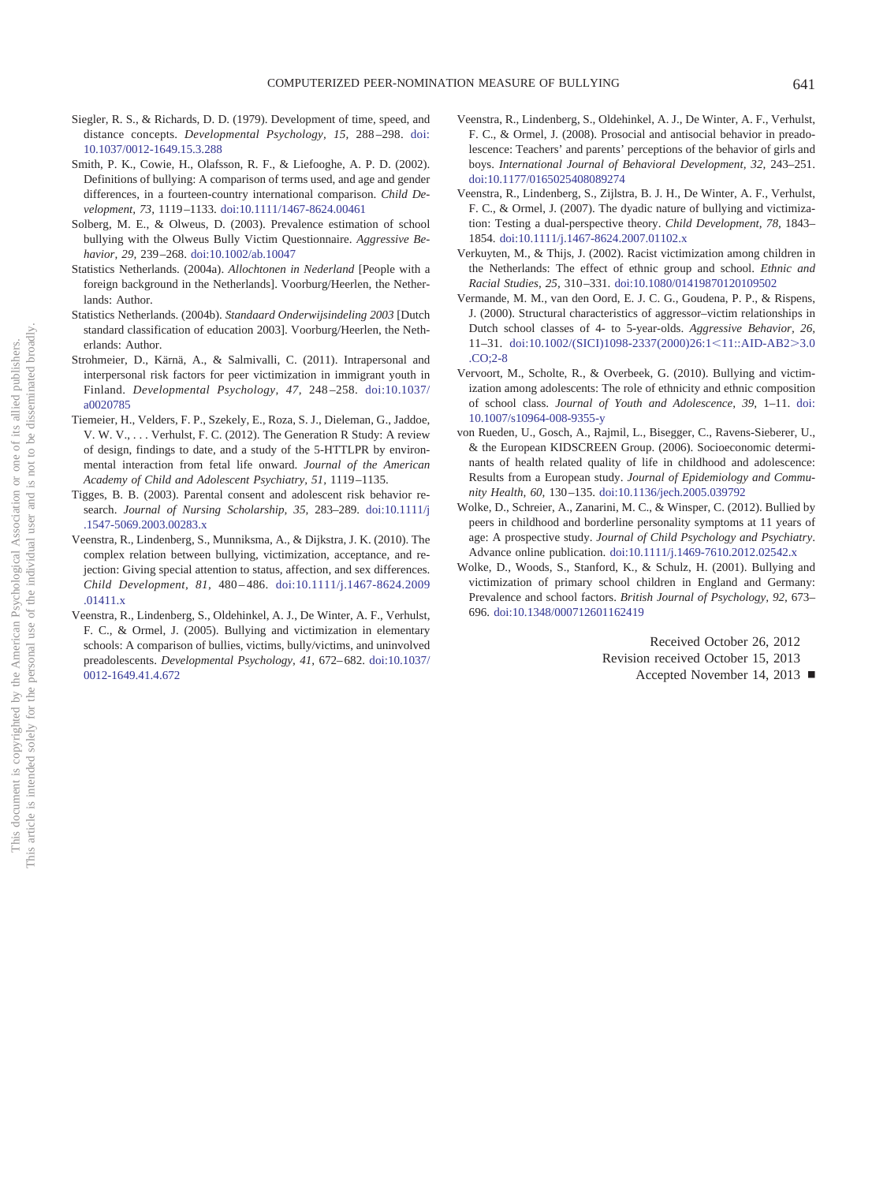Siegler, R. S., & Richards, D. D. (1979). Development of time, speed, and distance concepts. *Developmental Psychology, 15,* 288–298. doi:10.1037/0012-1649.15.3.288

Smith, P. K., Cowie, H., Olafsson, R. F., & Liefooghe, A. P. D. (2002). Definitions of bullying: A comparison of terms used, and age and gender differences, in a fourteen-country international comparison. *Child Development, 73,* 1119–1133. doi:10.1111/1467-8624.00461

Solberg, M. E., & Olweus, D. (2003). Prevalence estimation of school bullying with the Olweus Bully Victim Questionnaire. *Aggressive Behavior, 29,* 239–268. doi:10.1002/ab.10047

Statistics Netherlands. (2004a). *Allochtonen in Nederland* [People with a foreign background in the Netherlands]. Voorburg/Heerlen, the Netherlands: Author.

Statistics Netherlands. (2004b). *Standaard Onderwijsindeling 2003* [Dutch standard classification of education 2003]. Voorburg/Heerlen, the Netherlands: Author.

Strohmeier, D., Kärnä, A., & Salmivalli, C. (2011). Intrapersonal and interpersonal risk factors for peer victimization in immigrant youth in Finland. *Developmental Psychology, 47,* 248–258. doi:10.1037/a0020785

Tiemeier, H., Velders, F. P., Szekely, E., Roza, S. J., Dieleman, G., Jaddoe, V. W. V., . . . Verhulst, F. C. (2012). The Generation R Study: A review of design, findings to date, and a study of the 5-HTTLPR by environmental interaction from fetal life onward. *Journal of the American Academy of Child and Adolescent Psychiatry, 51,* 1119–1135.

Tigges, B. B. (2003). Parental consent and adolescent risk behavior research. *Journal of Nursing Scholarship, 35,* 283–289. doi:10.1111/j.1547-5069.2003.00283.x

Veenstra, R., Lindenberg, S., Munniksma, A., & Dijkstra, J. K. (2010). The complex relation between bullying, victimization, acceptance, and rejection: Giving special attention to status, affection, and sex differences. *Child Development, 81,* 480–486. doi:10.1111/j.1467-8624.2009.01411.x

Veenstra, R., Lindenberg, S., Oldehinkel, A. J., De Winter, A. F., Verhulst, F. C., & Ormel, J. (2005). Bullying and victimization in elementary schools: A comparison of bullies, victims, bully/victims, and uninvolved preadolescents. *Developmental Psychology, 41,* 672–682. doi:10.1037/0012-1649.41.4.672

Veenstra, R., Lindenberg, S., Oldehinkel, A. J., De Winter, A. F., Verhulst, F. C., & Ormel, J. (2008). Prosocial and antisocial behavior in preadolescence: Teachers' and parents' perceptions of the behavior of girls and boys. *International Journal of Behavioral Development, 32,* 243–251. doi:10.1177/0165025408089274

Veenstra, R., Lindenberg, S., Zijlstra, B. J. H., De Winter, A. F., Verhulst, F. C., & Ormel, J. (2007). The dyadic nature of bullying and victimization: Testing a dual-perspective theory. *Child Development, 78,* 1843–1854. doi:10.1111/j.1467-8624.2007.01102.x

Verkuyten, M., & Thijs, J. (2002). Racist victimization among children in the Netherlands: The effect of ethnic group and school. *Ethnic and Racial Studies, 25,* 310–331. doi:10.1080/01419870120109502

Vermande, M. M., van den Oord, E. J. C. G., Goudena, P. P., & Rispens, J. (2000). Structural characteristics of aggressor–victim relationships in Dutch school classes of 4- to 5-year-olds. *Aggressive Behavior, 26,* 11–31. doi:10.1002/(SICI)1098-2337(2000)26:1<11::AID-AB2>3.0.CO;2-8

Vervoort, M., Scholte, R., & Overbeek, G. (2010). Bullying and victimization among adolescents: The role of ethnicity and ethnic composition of school class. *Journal of Youth and Adolescence, 39,* 1–11. doi:10.1007/s10964-008-9355-y

von Rueden, U., Gosch, A., Rajmil, L., Bisegger, C., Ravens-Sieberer, U., & the European KIDSCREEN Group. (2006). Socioeconomic determinants of health related quality of life in childhood and adolescence: Results from a European study. *Journal of Epidemiology and Community Health, 60,* 130–135. doi:10.1136/jech.2005.039792

Wolke, D., Schreier, A., Zanarini, M. C., & Winsper, C. (2012). Bullied by peers in childhood and borderline personality symptoms at 11 years of age: A prospective study. *Journal of Child Psychology and Psychiatry*. Advance online publication. doi:10.1111/j.1469-7610.2012.02542.x

Wolke, D., Woods, S., Stanford, K., & Schulz, H. (2001). Bullying and victimization of primary school children in England and Germany: Prevalence and school factors. *British Journal of Psychology, 92,* 673–696. doi:10.1348/000712601162419

Received October 26, 2012
Revision received October 15, 2013
Accepted November 14, 2013 ■